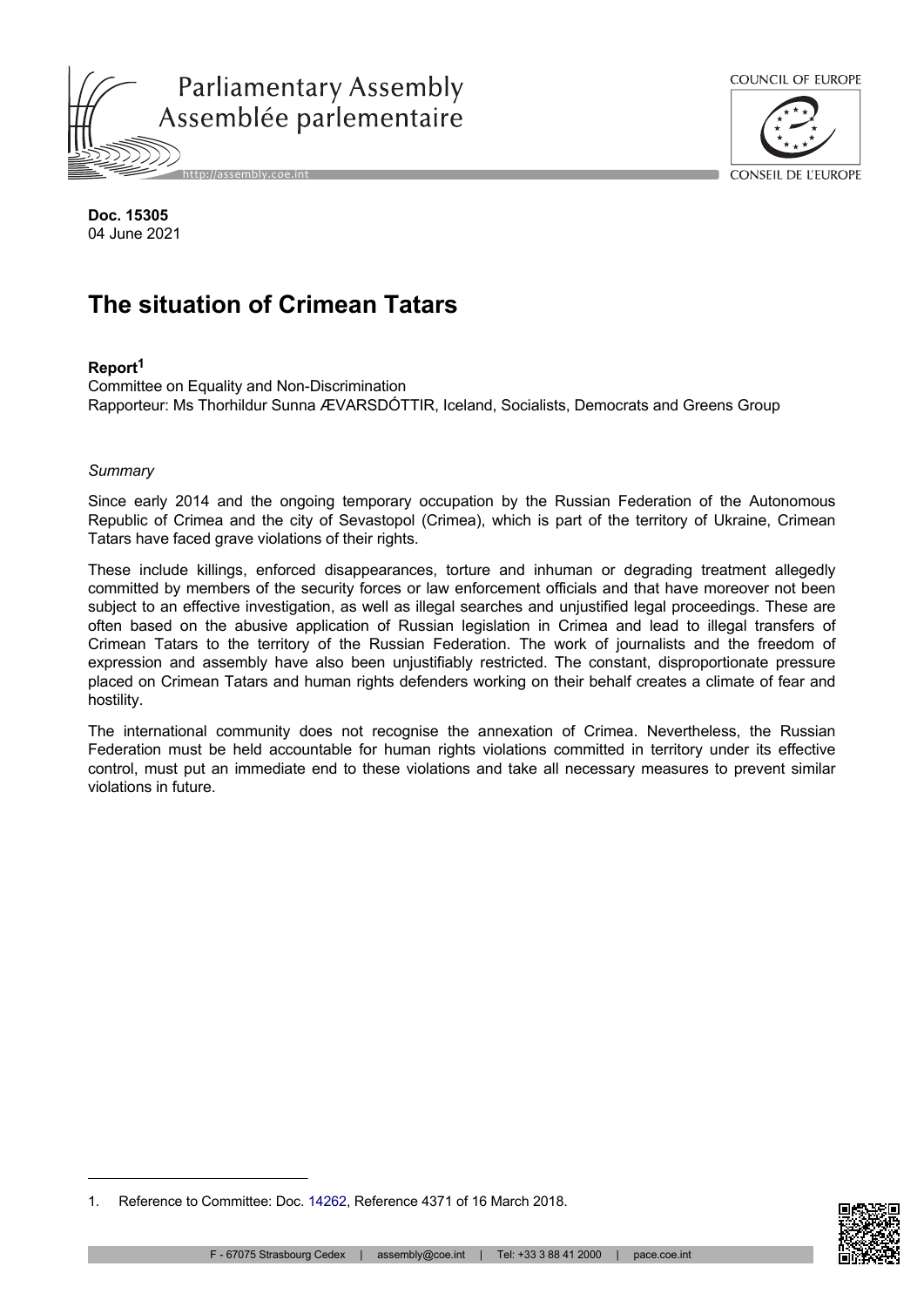**Doc. 15305**
04 June 2021

# The situation of Crimean Tatars

**Report**[1]
Committee on Equality and Non-Discrimination
Rapporteur: Ms Thorhildur Sunna ÆVARSDÓTTIR, Iceland, Socialists, Democrats and Greens Group

*Summary*

Since early 2014 and the ongoing temporary occupation by the Russian Federation of the Autonomous Republic of Crimea and the city of Sevastopol (Crimea), which is part of the territory of Ukraine, Crimean Tatars have faced grave violations of their rights.

These include killings, enforced disappearances, torture and inhuman or degrading treatment allegedly committed by members of the security forces or law enforcement officials and that have moreover not been subject to an effective investigation, as well as illegal searches and unjustified legal proceedings. These are often based on the abusive application of Russian legislation in Crimea and lead to illegal transfers of Crimean Tatars to the territory of the Russian Federation. The work of journalists and the freedom of expression and assembly have also been unjustifiably restricted. The constant, disproportionate pressure placed on Crimean Tatars and human rights defenders working on their behalf creates a climate of fear and hostility.

The international community does not recognise the annexation of Crimea. Nevertheless, the Russian Federation must be held accountable for human rights violations committed in territory under its effective control, must put an immediate end to these violations and take all necessary measures to prevent similar violations in future.

1. Reference to Committee: Doc. 14262, Reference 4371 of 16 March 2018.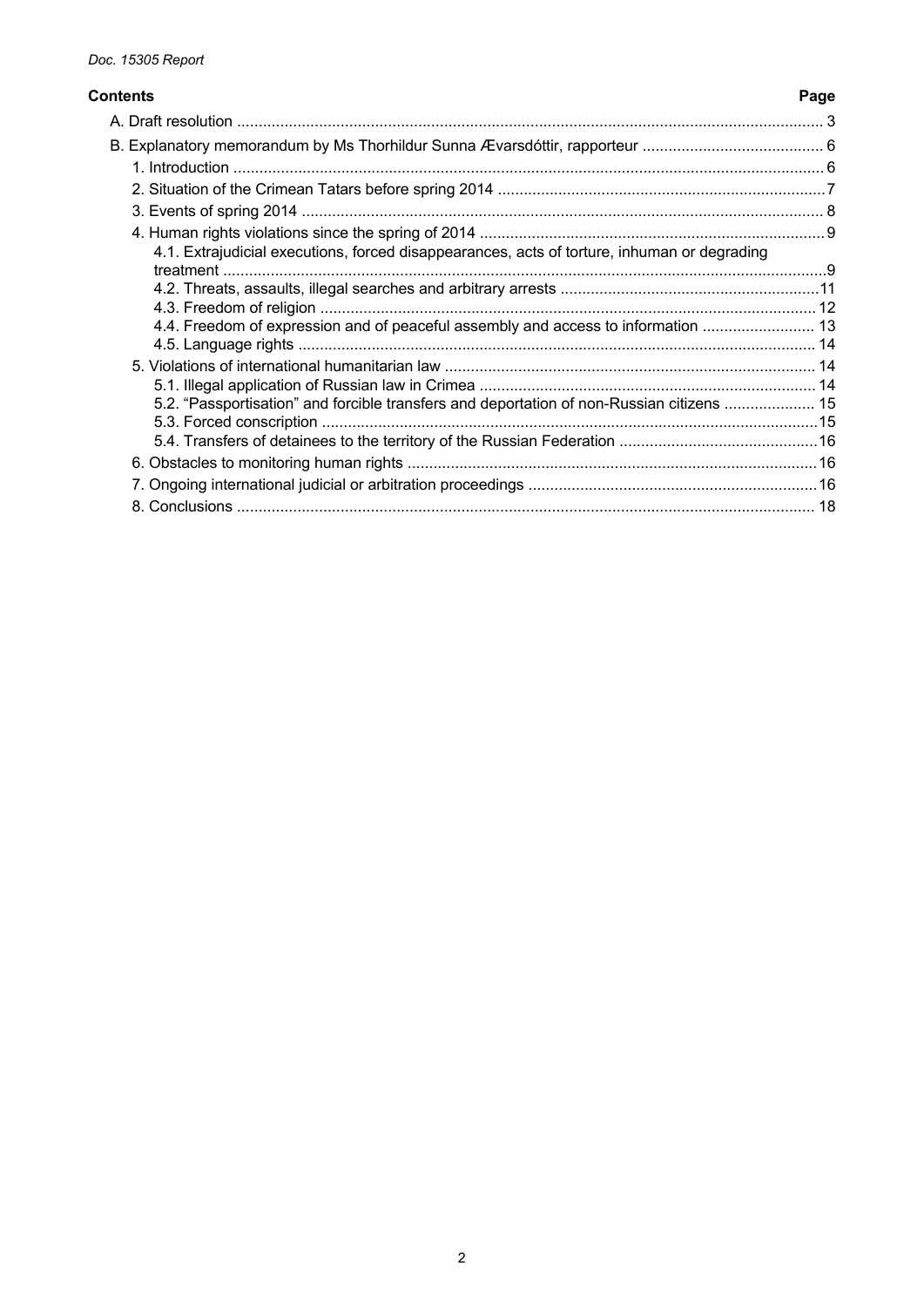**Contents** **Page**

A. Draft resolution ....................................................................................................................................... 3

B. Explanatory memorandum by Ms Thorhildur Sunna Ævarsdóttir, rapporteur .......................................... 6

1. Introduction ........................................................................................................................................ 6

2. Situation of the Crimean Tatars before spring 2014 ............................................................................7

3. Events of spring 2014 ........................................................................................................................ 8

4. Human rights violations since the spring of 2014 ............................................................................... 9

4.1. Extrajudicial executions, forced disappearances, acts of torture, inhuman or degrading treatment ...........................................................................................................................................9

4.2. Threats, assaults, illegal searches and arbitrary arrests ............................................................11

4.3. Freedom of religion .................................................................................................................. 12

4.4. Freedom of expression and of peaceful assembly and access to information .......................... 13

4.5. Language rights ....................................................................................................................... 14

5. Violations of international humanitarian law ..................................................................................... 14

5.1. Illegal application of Russian law in Crimea ............................................................................. 14

5.2. "Passportisation" and forcible transfers and deportation of non-Russian citizens ..................... 15

5.3. Forced conscription ..................................................................................................................15

5.4. Transfers of detainees to the territory of the Russian Federation ..............................................16

6. Obstacles to monitoring human rights ..............................................................................................16

7. Ongoing international judicial or arbitration proceedings ...................................................................16

8. Conclusions ..................................................................................................................................... 18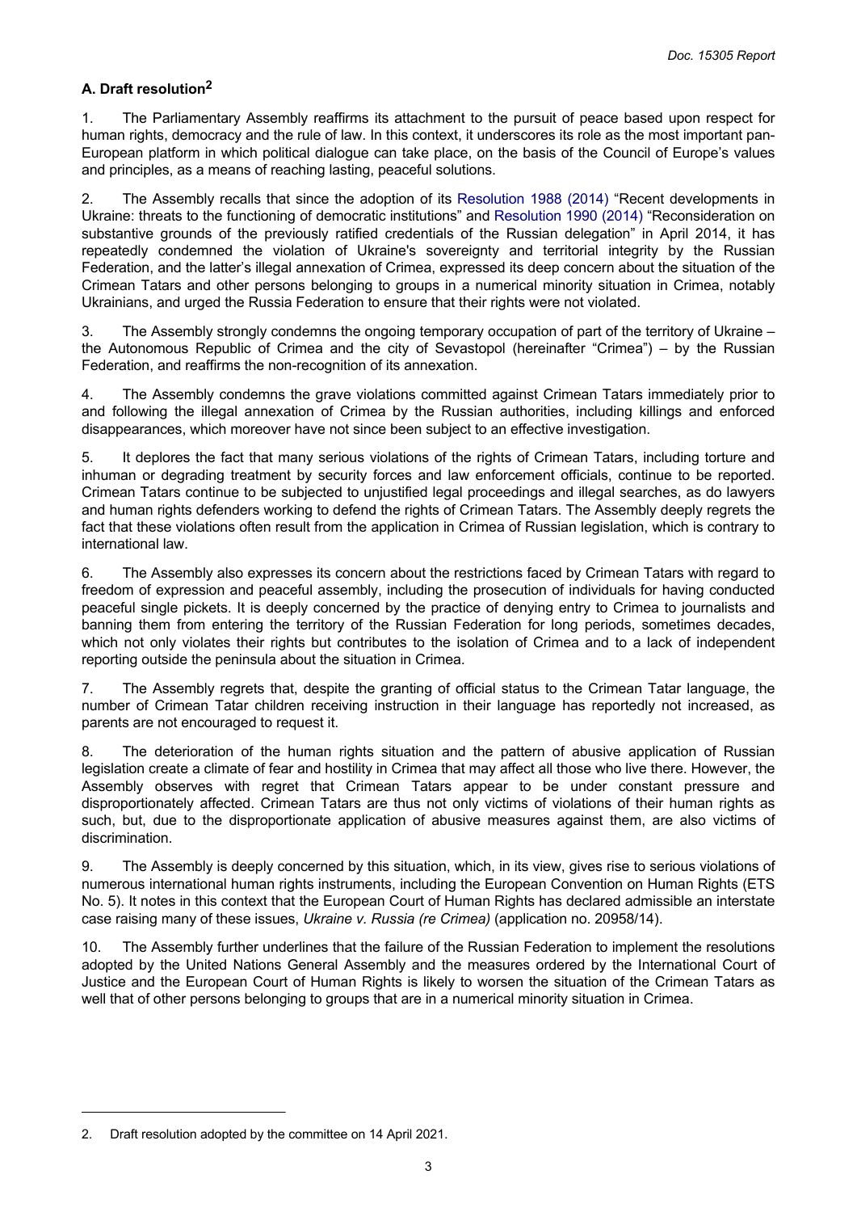### A. Draft resolution[2]

1. The Parliamentary Assembly reaffirms its attachment to the pursuit of peace based upon respect for human rights, democracy and the rule of law. In this context, it underscores its role as the most important pan-European platform in which political dialogue can take place, on the basis of the Council of Europe's values and principles, as a means of reaching lasting, peaceful solutions.

2. The Assembly recalls that since the adoption of its Resolution 1988 (2014) "Recent developments in Ukraine: threats to the functioning of democratic institutions" and Resolution 1990 (2014) "Reconsideration on substantive grounds of the previously ratified credentials of the Russian delegation" in April 2014, it has repeatedly condemned the violation of Ukraine's sovereignty and territorial integrity by the Russian Federation, and the latter's illegal annexation of Crimea, expressed its deep concern about the situation of the Crimean Tatars and other persons belonging to groups in a numerical minority situation in Crimea, notably Ukrainians, and urged the Russia Federation to ensure that their rights were not violated.

3. The Assembly strongly condemns the ongoing temporary occupation of part of the territory of Ukraine – the Autonomous Republic of Crimea and the city of Sevastopol (hereinafter "Crimea") – by the Russian Federation, and reaffirms the non-recognition of its annexation.

4. The Assembly condemns the grave violations committed against Crimean Tatars immediately prior to and following the illegal annexation of Crimea by the Russian authorities, including killings and enforced disappearances, which moreover have not since been subject to an effective investigation.

5. It deplores the fact that many serious violations of the rights of Crimean Tatars, including torture and inhuman or degrading treatment by security forces and law enforcement officials, continue to be reported. Crimean Tatars continue to be subjected to unjustified legal proceedings and illegal searches, as do lawyers and human rights defenders working to defend the rights of Crimean Tatars. The Assembly deeply regrets the fact that these violations often result from the application in Crimea of Russian legislation, which is contrary to international law.

6. The Assembly also expresses its concern about the restrictions faced by Crimean Tatars with regard to freedom of expression and peaceful assembly, including the prosecution of individuals for having conducted peaceful single pickets. It is deeply concerned by the practice of denying entry to Crimea to journalists and banning them from entering the territory of the Russian Federation for long periods, sometimes decades, which not only violates their rights but contributes to the isolation of Crimea and to a lack of independent reporting outside the peninsula about the situation in Crimea.

7. The Assembly regrets that, despite the granting of official status to the Crimean Tatar language, the number of Crimean Tatar children receiving instruction in their language has reportedly not increased, as parents are not encouraged to request it.

8. The deterioration of the human rights situation and the pattern of abusive application of Russian legislation create a climate of fear and hostility in Crimea that may affect all those who live there. However, the Assembly observes with regret that Crimean Tatars appear to be under constant pressure and disproportionately affected. Crimean Tatars are thus not only victims of violations of their human rights as such, but, due to the disproportionate application of abusive measures against them, are also victims of discrimination.

9. The Assembly is deeply concerned by this situation, which, in its view, gives rise to serious violations of numerous international human rights instruments, including the European Convention on Human Rights (ETS No. 5). It notes in this context that the European Court of Human Rights has declared admissible an interstate case raising many of these issues, *Ukraine v. Russia (re Crimea)* (application no. 20958/14).

10. The Assembly further underlines that the failure of the Russian Federation to implement the resolutions adopted by the United Nations General Assembly and the measures ordered by the International Court of Justice and the European Court of Human Rights is likely to worsen the situation of the Crimean Tatars as well that of other persons belonging to groups that are in a numerical minority situation in Crimea.

---

2. Draft resolution adopted by the committee on 14 April 2021.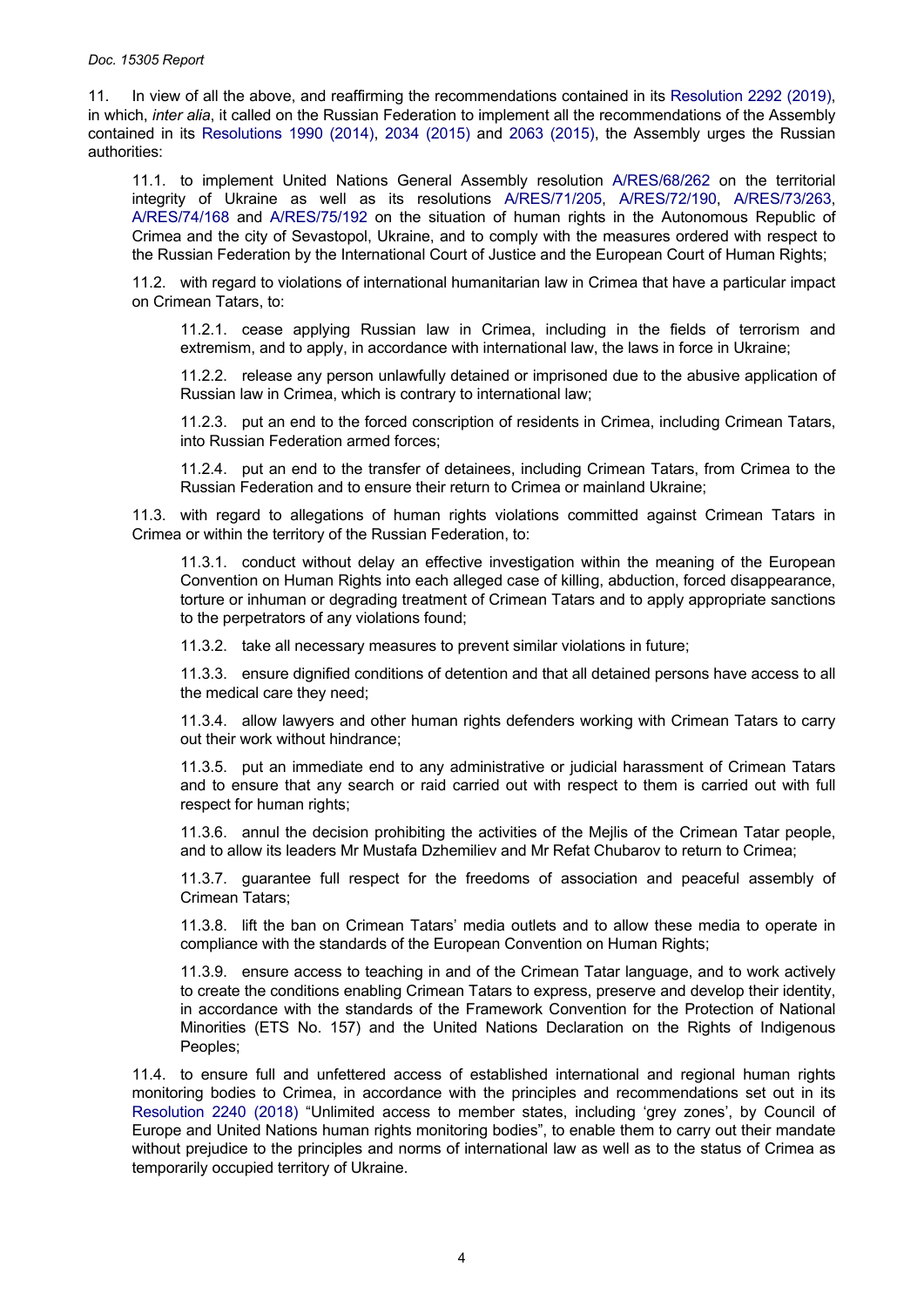11. In view of all the above, and reaffirming the recommendations contained in its Resolution 2292 (2019), in which, *inter alia*, it called on the Russian Federation to implement all the recommendations of the Assembly contained in its Resolutions 1990 (2014), 2034 (2015) and 2063 (2015), the Assembly urges the Russian authorities:

11.1. to implement United Nations General Assembly resolution A/RES/68/262 on the territorial integrity of Ukraine as well as its resolutions A/RES/71/205, A/RES/72/190, A/RES/73/263, A/RES/74/168 and A/RES/75/192 on the situation of human rights in the Autonomous Republic of Crimea and the city of Sevastopol, Ukraine, and to comply with the measures ordered with respect to the Russian Federation by the International Court of Justice and the European Court of Human Rights;

11.2. with regard to violations of international humanitarian law in Crimea that have a particular impact on Crimean Tatars, to:

11.2.1. cease applying Russian law in Crimea, including in the fields of terrorism and extremism, and to apply, in accordance with international law, the laws in force in Ukraine;

11.2.2. release any person unlawfully detained or imprisoned due to the abusive application of Russian law in Crimea, which is contrary to international law;

11.2.3. put an end to the forced conscription of residents in Crimea, including Crimean Tatars, into Russian Federation armed forces;

11.2.4. put an end to the transfer of detainees, including Crimean Tatars, from Crimea to the Russian Federation and to ensure their return to Crimea or mainland Ukraine;

11.3. with regard to allegations of human rights violations committed against Crimean Tatars in Crimea or within the territory of the Russian Federation, to:

11.3.1. conduct without delay an effective investigation within the meaning of the European Convention on Human Rights into each alleged case of killing, abduction, forced disappearance, torture or inhuman or degrading treatment of Crimean Tatars and to apply appropriate sanctions to the perpetrators of any violations found;

11.3.2. take all necessary measures to prevent similar violations in future;

11.3.3. ensure dignified conditions of detention and that all detained persons have access to all the medical care they need;

11.3.4. allow lawyers and other human rights defenders working with Crimean Tatars to carry out their work without hindrance;

11.3.5. put an immediate end to any administrative or judicial harassment of Crimean Tatars and to ensure that any search or raid carried out with respect to them is carried out with full respect for human rights;

11.3.6. annul the decision prohibiting the activities of the Mejlis of the Crimean Tatar people, and to allow its leaders Mr Mustafa Dzhemiliev and Mr Refat Chubarov to return to Crimea;

11.3.7. guarantee full respect for the freedoms of association and peaceful assembly of Crimean Tatars;

11.3.8. lift the ban on Crimean Tatars' media outlets and to allow these media to operate in compliance with the standards of the European Convention on Human Rights;

11.3.9. ensure access to teaching in and of the Crimean Tatar language, and to work actively to create the conditions enabling Crimean Tatars to express, preserve and develop their identity, in accordance with the standards of the Framework Convention for the Protection of National Minorities (ETS No. 157) and the United Nations Declaration on the Rights of Indigenous Peoples;

11.4. to ensure full and unfettered access of established international and regional human rights monitoring bodies to Crimea, in accordance with the principles and recommendations set out in its Resolution 2240 (2018) "Unlimited access to member states, including 'grey zones', by Council of Europe and United Nations human rights monitoring bodies", to enable them to carry out their mandate without prejudice to the principles and norms of international law as well as to the status of Crimea as temporarily occupied territory of Ukraine.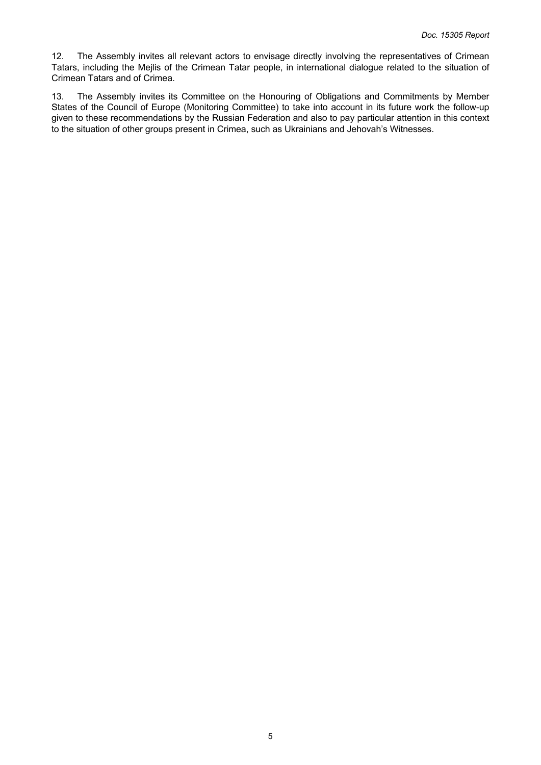12. The Assembly invites all relevant actors to envisage directly involving the representatives of Crimean Tatars, including the Mejlis of the Crimean Tatar people, in international dialogue related to the situation of Crimean Tatars and of Crimea.

13. The Assembly invites its Committee on the Honouring of Obligations and Commitments by Member States of the Council of Europe (Monitoring Committee) to take into account in its future work the follow-up given to these recommendations by the Russian Federation and also to pay particular attention in this context to the situation of other groups present in Crimea, such as Ukrainians and Jehovah's Witnesses.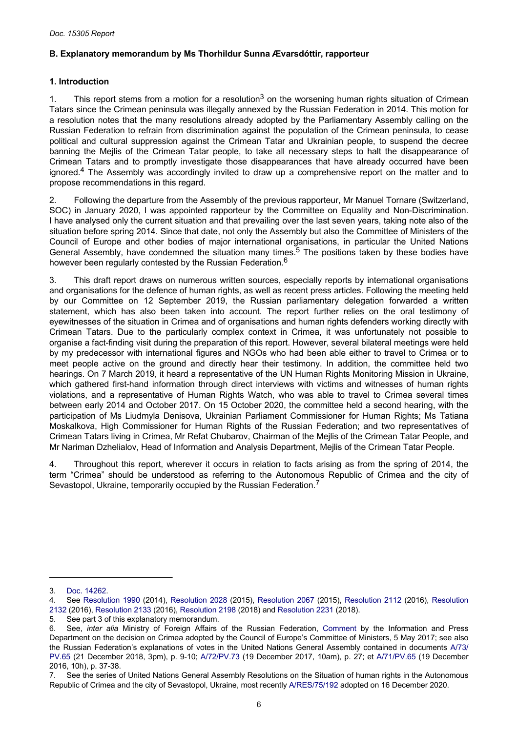### B. Explanatory memorandum by Ms Thorhildur Sunna Ævarsdóttir, rapporteur

#### 1. Introduction

1. This report stems from a motion for a resolution[3] on the worsening human rights situation of Crimean Tatars since the Crimean peninsula was illegally annexed by the Russian Federation in 2014. This motion for a resolution notes that the many resolutions already adopted by the Parliamentary Assembly calling on the Russian Federation to refrain from discrimination against the population of the Crimean peninsula, to cease political and cultural suppression against the Crimean Tatar and Ukrainian people, to suspend the decree banning the Mejlis of the Crimean Tatar people, to take all necessary steps to halt the disappearance of Crimean Tatars and to promptly investigate those disappearances that have already occurred have been ignored.[4] The Assembly was accordingly invited to draw up a comprehensive report on the matter and to propose recommendations in this regard.

2. Following the departure from the Assembly of the previous rapporteur, Mr Manuel Tornare (Switzerland, SOC) in January 2020, I was appointed rapporteur by the Committee on Equality and Non-Discrimination. I have analysed only the current situation and that prevailing over the last seven years, taking note also of the situation before spring 2014. Since that date, not only the Assembly but also the Committee of Ministers of the Council of Europe and other bodies of major international organisations, in particular the United Nations General Assembly, have condemned the situation many times.[5] The positions taken by these bodies have however been regularly contested by the Russian Federation.[6]

3. This draft report draws on numerous written sources, especially reports by international organisations and organisations for the defence of human rights, as well as recent press articles. Following the meeting held by our Committee on 12 September 2019, the Russian parliamentary delegation forwarded a written statement, which has also been taken into account. The report further relies on the oral testimony of eyewitnesses of the situation in Crimea and of organisations and human rights defenders working directly with Crimean Tatars. Due to the particularly complex context in Crimea, it was unfortunately not possible to organise a fact-finding visit during the preparation of this report. However, several bilateral meetings were held by my predecessor with international figures and NGOs who had been able either to travel to Crimea or to meet people active on the ground and directly hear their testimony. In addition, the committee held two hearings. On 7 March 2019, it heard a representative of the UN Human Rights Monitoring Mission in Ukraine, which gathered first-hand information through direct interviews with victims and witnesses of human rights violations, and a representative of Human Rights Watch, who was able to travel to Crimea several times between early 2014 and October 2017. On 15 October 2020, the committee held a second hearing, with the participation of Ms Liudmyla Denisova, Ukrainian Parliament Commissioner for Human Rights; Ms Tatiana Moskalkova, High Commissioner for Human Rights of the Russian Federation; and two representatives of Crimean Tatars living in Crimea, Mr Refat Chubarov, Chairman of the Mejlis of the Crimean Tatar People, and Mr Nariman Dzhelialov, Head of Information and Analysis Department, Mejlis of the Crimean Tatar People.

4. Throughout this report, wherever it occurs in relation to facts arising as from the spring of 2014, the term "Crimea" should be understood as referring to the Autonomous Republic of Crimea and the city of Sevastopol, Ukraine, temporarily occupied by the Russian Federation.[7]

---

3. Doc. 14262.
4. See Resolution 1990 (2014), Resolution 2028 (2015), Resolution 2067 (2015), Resolution 2112 (2016), Resolution 2132 (2016), Resolution 2133 (2016), Resolution 2198 (2018) and Resolution 2231 (2018).
5. See part 3 of this explanatory memorandum.
6. See, *inter alia* Ministry of Foreign Affairs of the Russian Federation, Comment by the Information and Press Department on the decision on Crimea adopted by the Council of Europe's Committee of Ministers, 5 May 2017; see also the Russian Federation's explanations of votes in the United Nations General Assembly contained in documents A/73/PV.65 (21 December 2018, 3pm), p. 9-10; A/72/PV.73 (19 December 2017, 10am), p. 27; et A/71/PV.65 (19 December 2016, 10h), p. 37-38.
7. See the series of United Nations General Assembly Resolutions on the Situation of human rights in the Autonomous Republic of Crimea and the city of Sevastopol, Ukraine, most recently A/RES/75/192 adopted on 16 December 2020.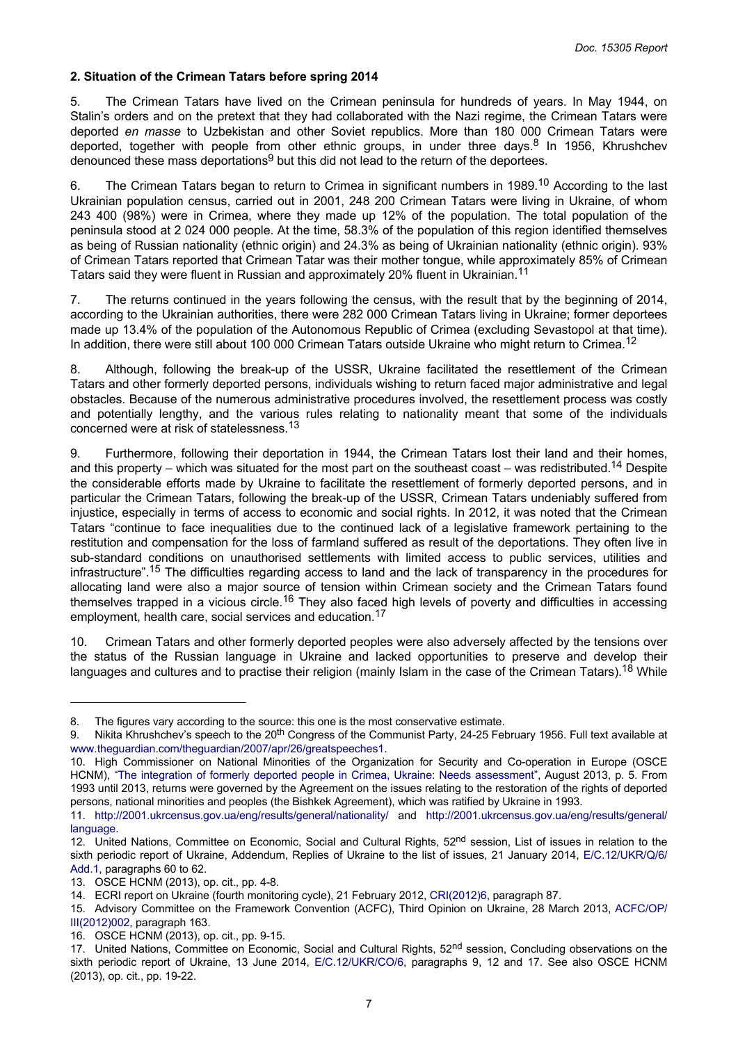**2. Situation of the Crimean Tatars before spring 2014**

5. The Crimean Tatars have lived on the Crimean peninsula for hundreds of years. In May 1944, on Stalin's orders and on the pretext that they had collaborated with the Nazi regime, the Crimean Tatars were deported *en masse* to Uzbekistan and other Soviet republics. More than 180 000 Crimean Tatars were deported, together with people from other ethnic groups, in under three days.[8] In 1956, Khrushchev denounced these mass deportations[9] but this did not lead to the return of the deportees.

6. The Crimean Tatars began to return to Crimea in significant numbers in 1989.[10] According to the last Ukrainian population census, carried out in 2001, 248 200 Crimean Tatars were living in Ukraine, of whom 243 400 (98%) were in Crimea, where they made up 12% of the population. The total population of the peninsula stood at 2 024 000 people. At the time, 58.3% of the population of this region identified themselves as being of Russian nationality (ethnic origin) and 24.3% as being of Ukrainian nationality (ethnic origin). 93% of Crimean Tatars reported that Crimean Tatar was their mother tongue, while approximately 85% of Crimean Tatars said they were fluent in Russian and approximately 20% fluent in Ukrainian.[11]

7. The returns continued in the years following the census, with the result that by the beginning of 2014, according to the Ukrainian authorities, there were 282 000 Crimean Tatars living in Ukraine; former deportees made up 13.4% of the population of the Autonomous Republic of Crimea (excluding Sevastopol at that time). In addition, there were still about 100 000 Crimean Tatars outside Ukraine who might return to Crimea.[12]

8. Although, following the break-up of the USSR, Ukraine facilitated the resettlement of the Crimean Tatars and other formerly deported persons, individuals wishing to return faced major administrative and legal obstacles. Because of the numerous administrative procedures involved, the resettlement process was costly and potentially lengthy, and the various rules relating to nationality meant that some of the individuals concerned were at risk of statelessness.[13]

9. Furthermore, following their deportation in 1944, the Crimean Tatars lost their land and their homes, and this property – which was situated for the most part on the southeast coast – was redistributed.[14] Despite the considerable efforts made by Ukraine to facilitate the resettlement of formerly deported persons, and in particular the Crimean Tatars, following the break-up of the USSR, Crimean Tatars undeniably suffered from injustice, especially in terms of access to economic and social rights. In 2012, it was noted that the Crimean Tatars "continue to face inequalities due to the continued lack of a legislative framework pertaining to the restitution and compensation for the loss of farmland suffered as result of the deportations. They often live in sub-standard conditions on unauthorised settlements with limited access to public services, utilities and infrastructure".[15] The difficulties regarding access to land and the lack of transparency in the procedures for allocating land were also a major source of tension within Crimean society and the Crimean Tatars found themselves trapped in a vicious circle.[16] They also faced high levels of poverty and difficulties in accessing employment, health care, social services and education.[17]

10. Crimean Tatars and other formerly deported peoples were also adversely affected by the tensions over the status of the Russian language in Ukraine and lacked opportunities to preserve and develop their languages and cultures and to practise their religion (mainly Islam in the case of the Crimean Tatars).[18] While

---

8. The figures vary according to the source: this one is the most conservative estimate.

9. Nikita Khrushchev's speech to the 20th Congress of the Communist Party, 24-25 February 1956. Full text available at www.theguardian.com/theguardian/2007/apr/26/greatspeeches1.

10. High Commissioner on National Minorities of the Organization for Security and Co-operation in Europe (OSCE HCNM), "The integration of formerly deported people in Crimea, Ukraine: Needs assessment", August 2013, p. 5. From 1993 until 2013, returns were governed by the Agreement on the issues relating to the restoration of the rights of deported persons, national minorities and peoples (the Bishkek Agreement), which was ratified by Ukraine in 1993.

11. http://2001.ukrcensus.gov.ua/eng/results/general/nationality/ and http://2001.ukrcensus.gov.ua/eng/results/general/language.

12. United Nations, Committee on Economic, Social and Cultural Rights, 52nd session, List of issues in relation to the sixth periodic report of Ukraine, Addendum, Replies of Ukraine to the list of issues, 21 January 2014, E/C.12/UKR/Q/6/Add.1, paragraphs 60 to 62.

13. OSCE HCNM (2013), op. cit., pp. 4-8.

14. ECRI report on Ukraine (fourth monitoring cycle), 21 February 2012, CRI(2012)6, paragraph 87.

15. Advisory Committee on the Framework Convention (ACFC), Third Opinion on Ukraine, 28 March 2013, ACFC/OP/III(2012)002, paragraph 163.

16. OSCE HCNM (2013), op. cit., pp. 9-15.

17. United Nations, Committee on Economic, Social and Cultural Rights, 52nd session, Concluding observations on the sixth periodic report of Ukraine, 13 June 2014, E/C.12/UKR/CO/6, paragraphs 9, 12 and 17. See also OSCE HCNM (2013), op. cit., pp. 19-22.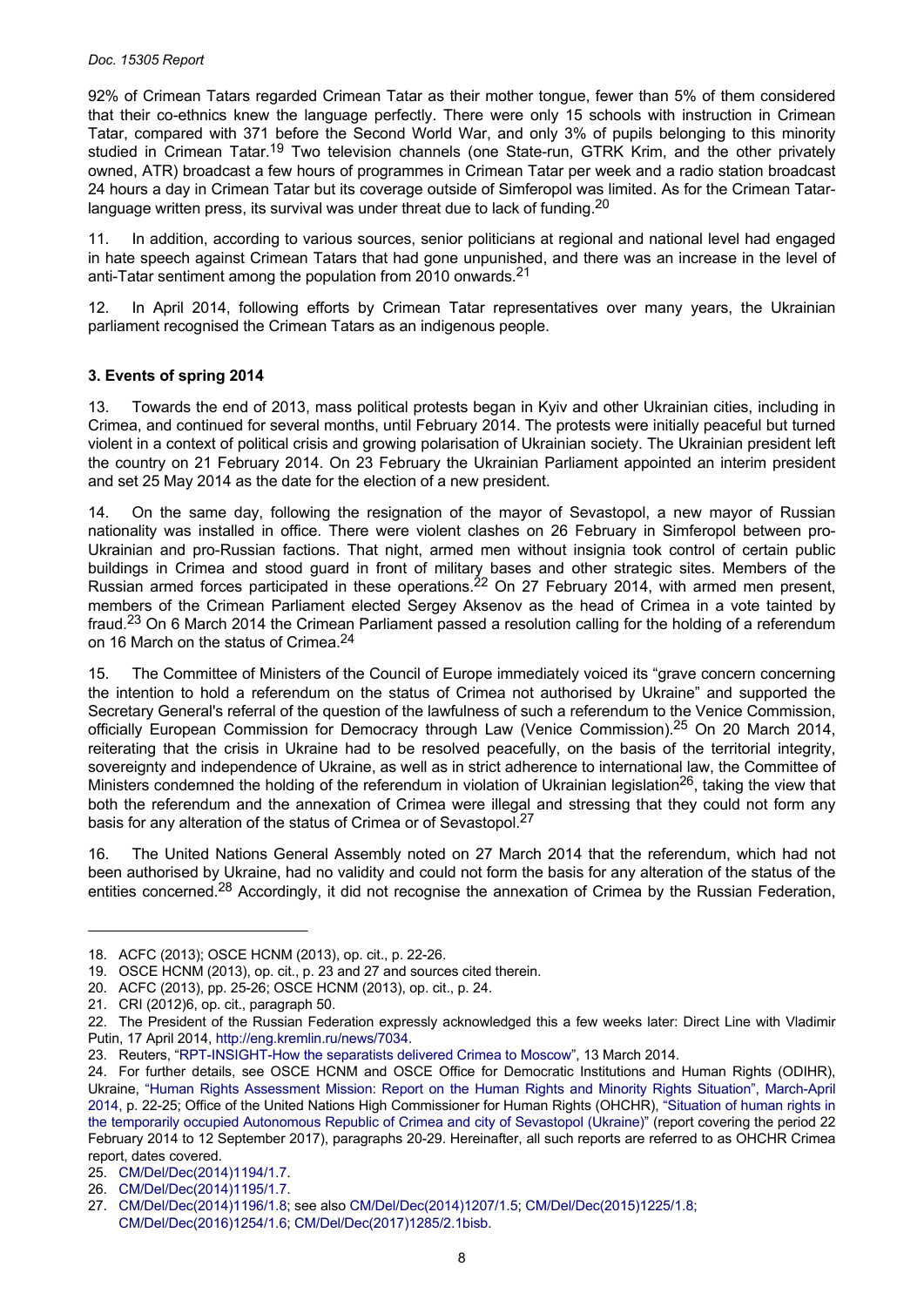92% of Crimean Tatars regarded Crimean Tatar as their mother tongue, fewer than 5% of them considered that their co-ethnics knew the language perfectly. There were only 15 schools with instruction in Crimean Tatar, compared with 371 before the Second World War, and only 3% of pupils belonging to this minority studied in Crimean Tatar.[19] Two television channels (one State-run, GTRK Krim, and the other privately owned, ATR) broadcast a few hours of programmes in Crimean Tatar per week and a radio station broadcast 24 hours a day in Crimean Tatar but its coverage outside of Simferopol was limited. As for the Crimean Tatar-language written press, its survival was under threat due to lack of funding.[20]

11. In addition, according to various sources, senior politicians at regional and national level had engaged in hate speech against Crimean Tatars that had gone unpunished, and there was an increase in the level of anti-Tatar sentiment among the population from 2010 onwards.[21]

12. In April 2014, following efforts by Crimean Tatar representatives over many years, the Ukrainian parliament recognised the Crimean Tatars as an indigenous people.

### 3. Events of spring 2014

13. Towards the end of 2013, mass political protests began in Kyiv and other Ukrainian cities, including in Crimea, and continued for several months, until February 2014. The protests were initially peaceful but turned violent in a context of political crisis and growing polarisation of Ukrainian society. The Ukrainian president left the country on 21 February 2014. On 23 February the Ukrainian Parliament appointed an interim president and set 25 May 2014 as the date for the election of a new president.

14. On the same day, following the resignation of the mayor of Sevastopol, a new mayor of Russian nationality was installed in office. There were violent clashes on 26 February in Simferopol between pro-Ukrainian and pro-Russian factions. That night, armed men without insignia took control of certain public buildings in Crimea and stood guard in front of military bases and other strategic sites. Members of the Russian armed forces participated in these operations.[22] On 27 February 2014, with armed men present, members of the Crimean Parliament elected Sergey Aksenov as the head of Crimea in a vote tainted by fraud.[23] On 6 March 2014 the Crimean Parliament passed a resolution calling for the holding of a referendum on 16 March on the status of Crimea.[24]

15. The Committee of Ministers of the Council of Europe immediately voiced its "grave concern concerning the intention to hold a referendum on the status of Crimea not authorised by Ukraine" and supported the Secretary General's referral of the question of the lawfulness of such a referendum to the Venice Commission, officially European Commission for Democracy through Law (Venice Commission).[25] On 20 March 2014, reiterating that the crisis in Ukraine had to be resolved peacefully, on the basis of the territorial integrity, sovereignty and independence of Ukraine, as well as in strict adherence to international law, the Committee of Ministers condemned the holding of the referendum in violation of Ukrainian legislation[26], taking the view that both the referendum and the annexation of Crimea were illegal and stressing that they could not form any basis for any alteration of the status of Crimea or of Sevastopol.[27]

16. The United Nations General Assembly noted on 27 March 2014 that the referendum, which had not been authorised by Ukraine, had no validity and could not form the basis for any alteration of the status of the entities concerned.[28] Accordingly, it did not recognise the annexation of Crimea by the Russian Federation,

---

18. ACFC (2013); OSCE HCNM (2013), op. cit., p. 22-26.
19. OSCE HCNM (2013), op. cit., p. 23 and 27 and sources cited therein.
20. ACFC (2013), pp. 25-26; OSCE HCNM (2013), op. cit., p. 24.
21. CRI (2012)6, op. cit., paragraph 50.
22. The President of the Russian Federation expressly acknowledged this a few weeks later: Direct Line with Vladimir Putin, 17 April 2014, http://eng.kremlin.ru/news/7034.
23. Reuters, "RPT-INSIGHT-How the separatists delivered Crimea to Moscow", 13 March 2014.
24. For further details, see OSCE HCNM and OSCE Office for Democratic Institutions and Human Rights (ODIHR), Ukraine, "Human Rights Assessment Mission: Report on the Human Rights and Minority Rights Situation", March-April 2014, p. 22-25; Office of the United Nations High Commissioner for Human Rights (OHCHR), "Situation of human rights in the temporarily occupied Autonomous Republic of Crimea and city of Sevastopol (Ukraine)" (report covering the period 22 February 2014 to 12 September 2017), paragraphs 20-29. Hereinafter, all such reports are referred to as OHCHR Crimea report, dates covered.
25. CM/Del/Dec(2014)1194/1.7.
26. CM/Del/Dec(2014)1195/1.7.
27. CM/Del/Dec(2014)1196/1.8; see also CM/Del/Dec(2014)1207/1.5; CM/Del/Dec(2015)1225/1.8; CM/Del/Dec(2016)1254/1.6; CM/Del/Dec(2017)1285/2.1bisb.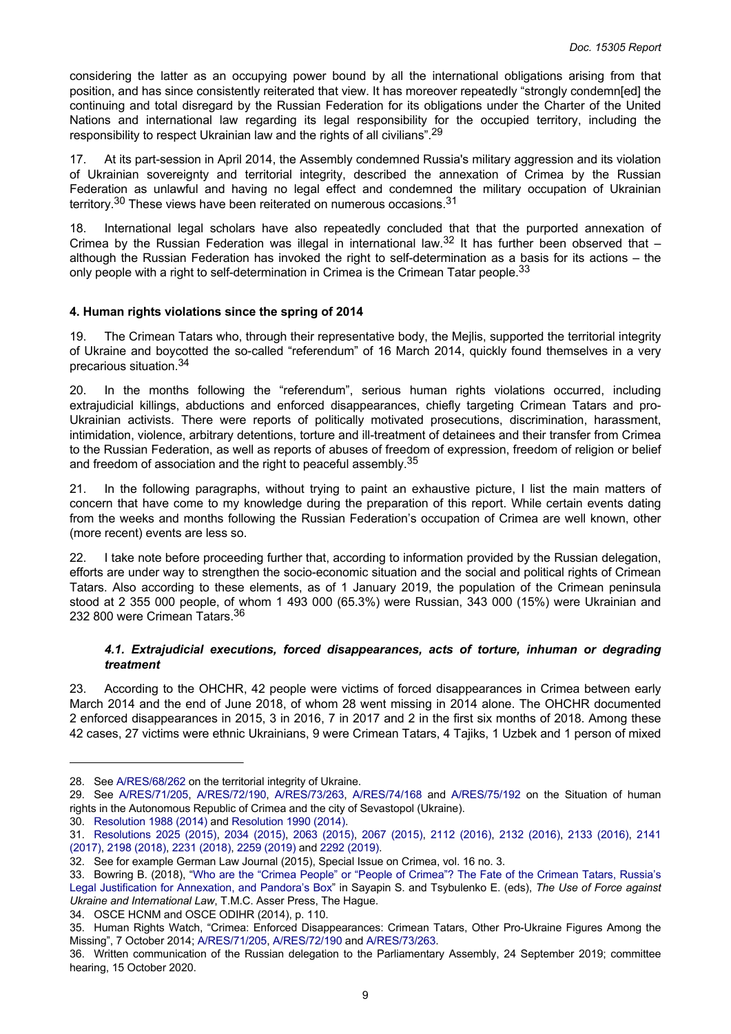considering the latter as an occupying power bound by all the international obligations arising from that position, and has since consistently reiterated that view. It has moreover repeatedly "strongly condemn[ed] the continuing and total disregard by the Russian Federation for its obligations under the Charter of the United Nations and international law regarding its legal responsibility for the occupied territory, including the responsibility to respect Ukrainian law and the rights of all civilians".[29]

17. At its part-session in April 2014, the Assembly condemned Russia's military aggression and its violation of Ukrainian sovereignty and territorial integrity, described the annexation of Crimea by the Russian Federation as unlawful and having no legal effect and condemned the military occupation of Ukrainian territory.[30] These views have been reiterated on numerous occasions.[31]

18. International legal scholars have also repeatedly concluded that that the purported annexation of Crimea by the Russian Federation was illegal in international law.[32] It has further been observed that – although the Russian Federation has invoked the right to self-determination as a basis for its actions – the only people with a right to self-determination in Crimea is the Crimean Tatar people.[33]

### 4. Human rights violations since the spring of 2014

19. The Crimean Tatars who, through their representative body, the Mejlis, supported the territorial integrity of Ukraine and boycotted the so-called "referendum" of 16 March 2014, quickly found themselves in a very precarious situation.[34]

20. In the months following the "referendum", serious human rights violations occurred, including extrajudicial killings, abductions and enforced disappearances, chiefly targeting Crimean Tatars and pro-Ukrainian activists. There were reports of politically motivated prosecutions, discrimination, harassment, intimidation, violence, arbitrary detentions, torture and ill-treatment of detainees and their transfer from Crimea to the Russian Federation, as well as reports of abuses of freedom of expression, freedom of religion or belief and freedom of association and the right to peaceful assembly.[35]

21. In the following paragraphs, without trying to paint an exhaustive picture, I list the main matters of concern that have come to my knowledge during the preparation of this report. While certain events dating from the weeks and months following the Russian Federation's occupation of Crimea are well known, other (more recent) events are less so.

22. I take note before proceeding further that, according to information provided by the Russian delegation, efforts are under way to strengthen the socio-economic situation and the social and political rights of Crimean Tatars. Also according to these elements, as of 1 January 2019, the population of the Crimean peninsula stood at 2 355 000 people, of whom 1 493 000 (65.3%) were Russian, 343 000 (15%) were Ukrainian and 232 800 were Crimean Tatars.[36]

#### *4.1. Extrajudicial executions, forced disappearances, acts of torture, inhuman or degrading treatment*

23. According to the OHCHR, 42 people were victims of forced disappearances in Crimea between early March 2014 and the end of June 2018, of whom 28 went missing in 2014 alone. The OHCHR documented 2 enforced disappearances in 2015, 3 in 2016, 7 in 2017 and 2 in the first six months of 2018. Among these 42 cases, 27 victims were ethnic Ukrainians, 9 were Crimean Tatars, 4 Tajiks, 1 Uzbek and 1 person of mixed

---

28. See A/RES/68/262 on the territorial integrity of Ukraine.

29. See A/RES/71/205, A/RES/72/190, A/RES/73/263, A/RES/74/168 and A/RES/75/192 on the Situation of human rights in the Autonomous Republic of Crimea and the city of Sevastopol (Ukraine).

30. Resolution 1988 (2014) and Resolution 1990 (2014).

31. Resolutions 2025 (2015), 2034 (2015), 2063 (2015), 2067 (2015), 2112 (2016), 2132 (2016), 2133 (2016), 2141 (2017), 2198 (2018), 2231 (2018), 2259 (2019) and 2292 (2019).

32. See for example German Law Journal (2015), Special Issue on Crimea, vol. 16 no. 3.

33. Bowring B. (2018), "Who are the "Crimea People" or "People of Crimea"? The Fate of the Crimean Tatars, Russia's Legal Justification for Annexation, and Pandora's Box" in Sayapin S. and Tsybulenko E. (eds), *The Use of Force against Ukraine and International Law*, T.M.C. Asser Press, The Hague.

34. OSCE HCNM and OSCE ODIHR (2014), p. 110.

35. Human Rights Watch, "Crimea: Enforced Disappearances: Crimean Tatars, Other Pro-Ukraine Figures Among the Missing", 7 October 2014; A/RES/71/205, A/RES/72/190 and A/RES/73/263.

36. Written communication of the Russian delegation to the Parliamentary Assembly, 24 September 2019; committee hearing, 15 October 2020.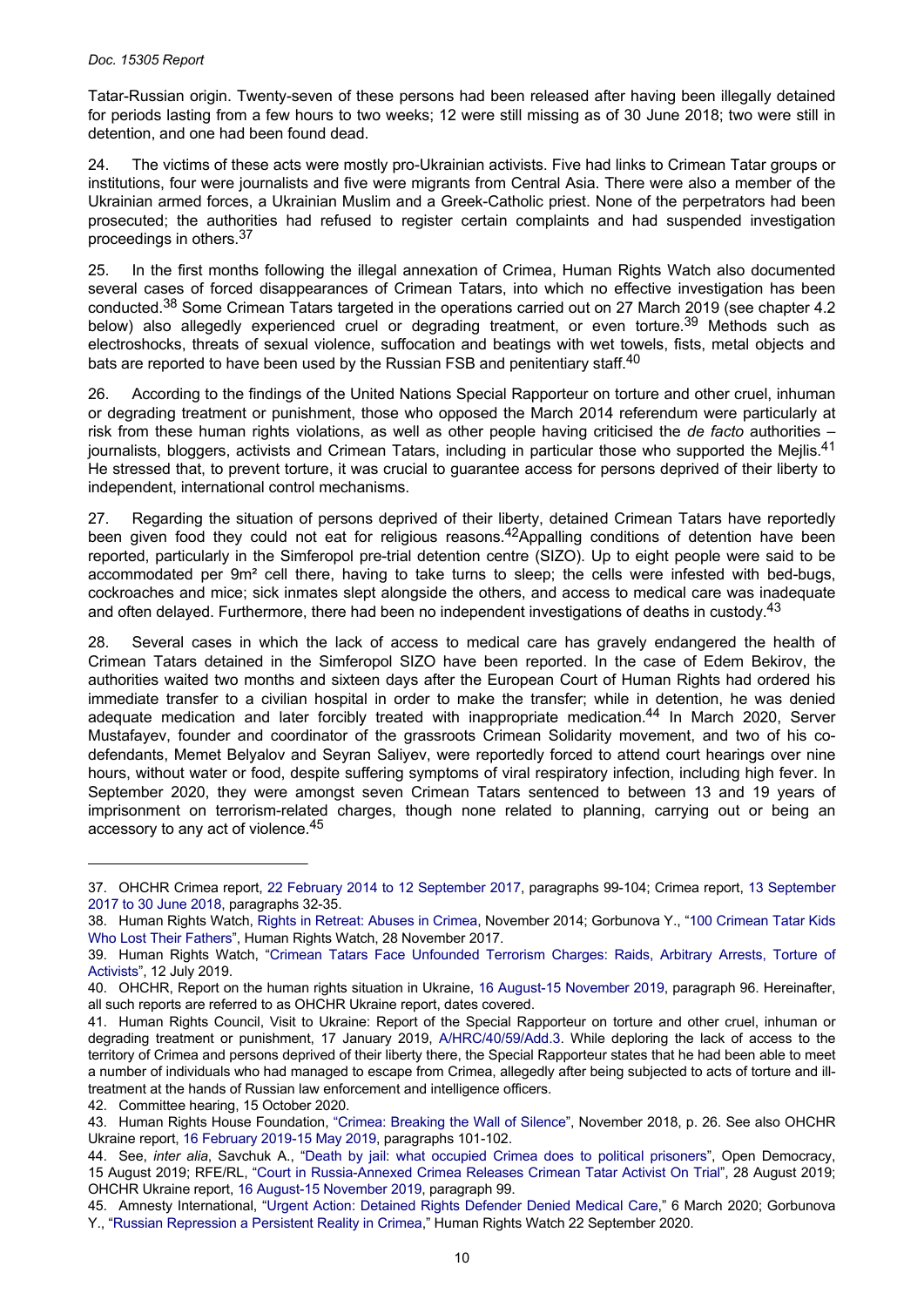Tatar-Russian origin. Twenty-seven of these persons had been released after having been illegally detained for periods lasting from a few hours to two weeks; 12 were still missing as of 30 June 2018; two were still in detention, and one had been found dead.

24. The victims of these acts were mostly pro-Ukrainian activists. Five had links to Crimean Tatar groups or institutions, four were journalists and five were migrants from Central Asia. There were also a member of the Ukrainian armed forces, a Ukrainian Muslim and a Greek-Catholic priest. None of the perpetrators had been prosecuted; the authorities had refused to register certain complaints and had suspended investigation proceedings in others.[37]

25. In the first months following the illegal annexation of Crimea, Human Rights Watch also documented several cases of forced disappearances of Crimean Tatars, into which no effective investigation has been conducted.[38] Some Crimean Tatars targeted in the operations carried out on 27 March 2019 (see chapter 4.2 below) also allegedly experienced cruel or degrading treatment, or even torture.[39] Methods such as electroshocks, threats of sexual violence, suffocation and beatings with wet towels, fists, metal objects and bats are reported to have been used by the Russian FSB and penitentiary staff.[40]

26. According to the findings of the United Nations Special Rapporteur on torture and other cruel, inhuman or degrading treatment or punishment, those who opposed the March 2014 referendum were particularly at risk from these human rights violations, as well as other people having criticised the *de facto* authorities – journalists, bloggers, activists and Crimean Tatars, including in particular those who supported the Mejlis.[41] He stressed that, to prevent torture, it was crucial to guarantee access for persons deprived of their liberty to independent, international control mechanisms.

27. Regarding the situation of persons deprived of their liberty, detained Crimean Tatars have reportedly been given food they could not eat for religious reasons.[42] Appalling conditions of detention have been reported, particularly in the Simferopol pre-trial detention centre (SIZO). Up to eight people were said to be accommodated per 9m² cell there, having to take turns to sleep; the cells were infested with bed-bugs, cockroaches and mice; sick inmates slept alongside the others, and access to medical care was inadequate and often delayed. Furthermore, there had been no independent investigations of deaths in custody.[43]

28. Several cases in which the lack of access to medical care has gravely endangered the health of Crimean Tatars detained in the Simferopol SIZO have been reported. In the case of Edem Bekirov, the authorities waited two months and sixteen days after the European Court of Human Rights had ordered his immediate transfer to a civilian hospital in order to make the transfer; while in detention, he was denied adequate medication and later forcibly treated with inappropriate medication.[44] In March 2020, Server Mustafayev, founder and coordinator of the grassroots Crimean Solidarity movement, and two of his co-defendants, Memet Belyalov and Seyran Saliyev, were reportedly forced to attend court hearings over nine hours, without water or food, despite suffering symptoms of viral respiratory infection, including high fever. In September 2020, they were amongst seven Crimean Tatars sentenced to between 13 and 19 years of imprisonment on terrorism-related charges, though none related to planning, carrying out or being an accessory to any act of violence.[45]

---

37. OHCHR Crimea report, 22 February 2014 to 12 September 2017, paragraphs 99-104; Crimea report, 13 September 2017 to 30 June 2018, paragraphs 32-35.

38. Human Rights Watch, Rights in Retreat: Abuses in Crimea, November 2014; Gorbunova Y., "100 Crimean Tatar Kids Who Lost Their Fathers", Human Rights Watch, 28 November 2017.

39. Human Rights Watch, "Crimean Tatars Face Unfounded Terrorism Charges: Raids, Arbitrary Arrests, Torture of Activists", 12 July 2019.

40. OHCHR, Report on the human rights situation in Ukraine, 16 August-15 November 2019, paragraph 96. Hereinafter, all such reports are referred to as OHCHR Ukraine report, dates covered.

41. Human Rights Council, Visit to Ukraine: Report of the Special Rapporteur on torture and other cruel, inhuman or degrading treatment or punishment, 17 January 2019, A/HRC/40/59/Add.3. While deploring the lack of access to the territory of Crimea and persons deprived of their liberty there, the Special Rapporteur states that he had been able to meet a number of individuals who had managed to escape from Crimea, allegedly after being subjected to acts of torture and ill-treatment at the hands of Russian law enforcement and intelligence officers.

42. Committee hearing, 15 October 2020.

43. Human Rights House Foundation, "Crimea: Breaking the Wall of Silence", November 2018, p. 26. See also OHCHR Ukraine report, 16 February 2019-15 May 2019, paragraphs 101-102.

44. See, *inter alia*, Savchuk A., "Death by jail: what occupied Crimea does to political prisoners", Open Democracy, 15 August 2019; RFE/RL, "Court in Russia-Annexed Crimea Releases Crimean Tatar Activist On Trial", 28 August 2019; OHCHR Ukraine report, 16 August-15 November 2019, paragraph 99.

45. Amnesty International, "Urgent Action: Detained Rights Defender Denied Medical Care," 6 March 2020; Gorbunova Y., "Russian Repression a Persistent Reality in Crimea," Human Rights Watch 22 September 2020.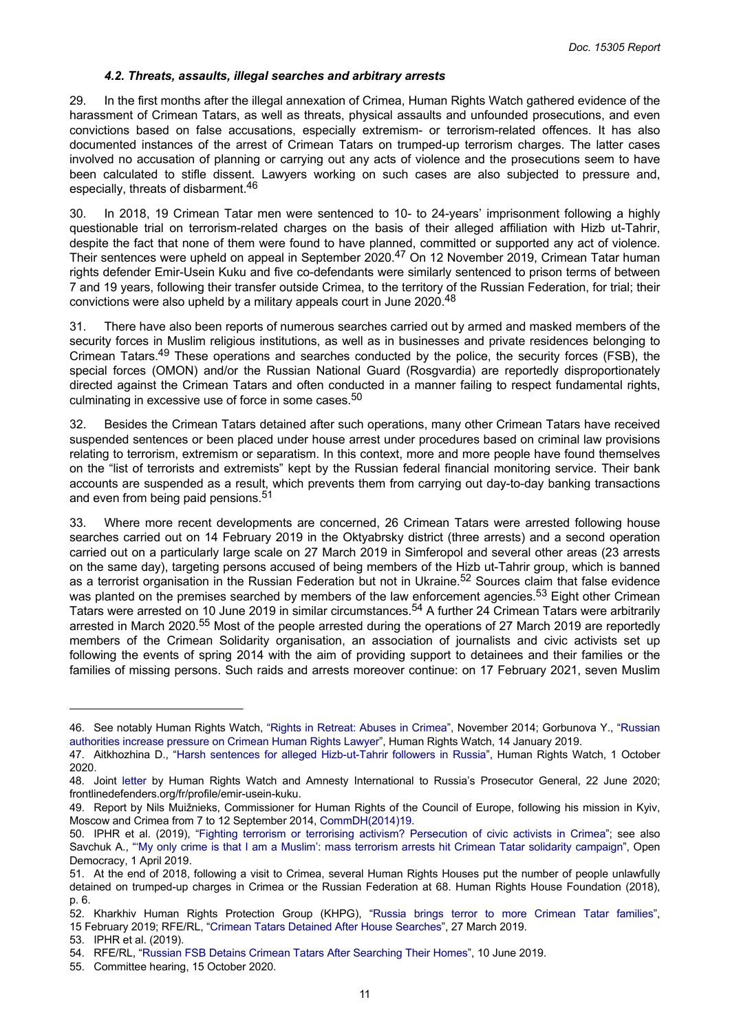#### *4.2. Threats, assaults, illegal searches and arbitrary arrests*

29. In the first months after the illegal annexation of Crimea, Human Rights Watch gathered evidence of the harassment of Crimean Tatars, as well as threats, physical assaults and unfounded prosecutions, and even convictions based on false accusations, especially extremism- or terrorism-related offences. It has also documented instances of the arrest of Crimean Tatars on trumped-up terrorism charges. The latter cases involved no accusation of planning or carrying out any acts of violence and the prosecutions seem to have been calculated to stifle dissent. Lawyers working on such cases are also subjected to pressure and, especially, threats of disbarment.[46]

30. In 2018, 19 Crimean Tatar men were sentenced to 10- to 24-years' imprisonment following a highly questionable trial on terrorism-related charges on the basis of their alleged affiliation with Hizb ut-Tahrir, despite the fact that none of them were found to have planned, committed or supported any act of violence. Their sentences were upheld on appeal in September 2020.[47] On 12 November 2019, Crimean Tatar human rights defender Emir-Usein Kuku and five co-defendants were similarly sentenced to prison terms of between 7 and 19 years, following their transfer outside Crimea, to the territory of the Russian Federation, for trial; their convictions were also upheld by a military appeals court in June 2020.[48]

31. There have also been reports of numerous searches carried out by armed and masked members of the security forces in Muslim religious institutions, as well as in businesses and private residences belonging to Crimean Tatars.[49] These operations and searches conducted by the police, the security forces (FSB), the special forces (OMON) and/or the Russian National Guard (Rosgvardia) are reportedly disproportionately directed against the Crimean Tatars and often conducted in a manner failing to respect fundamental rights, culminating in excessive use of force in some cases.[50]

32. Besides the Crimean Tatars detained after such operations, many other Crimean Tatars have received suspended sentences or been placed under house arrest under procedures based on criminal law provisions relating to terrorism, extremism or separatism. In this context, more and more people have found themselves on the "list of terrorists and extremists" kept by the Russian federal financial monitoring service. Their bank accounts are suspended as a result, which prevents them from carrying out day-to-day banking transactions and even from being paid pensions.[51]

33. Where more recent developments are concerned, 26 Crimean Tatars were arrested following house searches carried out on 14 February 2019 in the Oktyabrsky district (three arrests) and a second operation carried out on a particularly large scale on 27 March 2019 in Simferopol and several other areas (23 arrests on the same day), targeting persons accused of being members of the Hizb ut-Tahrir group, which is banned as a terrorist organisation in the Russian Federation but not in Ukraine.[52] Sources claim that false evidence was planted on the premises searched by members of the law enforcement agencies.[53] Eight other Crimean Tatars were arrested on 10 June 2019 in similar circumstances.[54] A further 24 Crimean Tatars were arbitrarily arrested in March 2020.[55] Most of the people arrested during the operations of 27 March 2019 are reportedly members of the Crimean Solidarity organisation, an association of journalists and civic activists set up following the events of spring 2014 with the aim of providing support to detainees and their families or the families of missing persons. Such raids and arrests moreover continue: on 17 February 2021, seven Muslim

---

46. See notably Human Rights Watch, "Rights in Retreat: Abuses in Crimea", November 2014; Gorbunova Y., "Russian authorities increase pressure on Crimean Human Rights Lawyer", Human Rights Watch, 14 January 2019.

47. Aitkhozhina D., "Harsh sentences for alleged Hizb-ut-Tahrir followers in Russia", Human Rights Watch, 1 October 2020.

48. Joint letter by Human Rights Watch and Amnesty International to Russia's Prosecutor General, 22 June 2020; frontlinedefenders.org/fr/profile/emir-usein-kuku.

49. Report by Nils Muižnieks, Commissioner for Human Rights of the Council of Europe, following his mission in Kyiv, Moscow and Crimea from 7 to 12 September 2014, CommDH(2014)19.

50. IPHR et al. (2019), "Fighting terrorism or terrorising activism? Persecution of civic activists in Crimea"; see also Savchuk A., "'My only crime is that I am a Muslim': mass terrorism arrests hit Crimean Tatar solidarity campaign", Open Democracy, 1 April 2019.

51. At the end of 2018, following a visit to Crimea, several Human Rights Houses put the number of people unlawfully detained on trumped-up charges in Crimea or the Russian Federation at 68. Human Rights House Foundation (2018), p. 6.

52. Kharkhiv Human Rights Protection Group (KHPG), "Russia brings terror to more Crimean Tatar families", 15 February 2019; RFE/RL, "Crimean Tatars Detained After House Searches", 27 March 2019.

53. IPHR et al. (2019).

54. RFE/RL, "Russian FSB Detains Crimean Tatars After Searching Their Homes", 10 June 2019.

55. Committee hearing, 15 October 2020.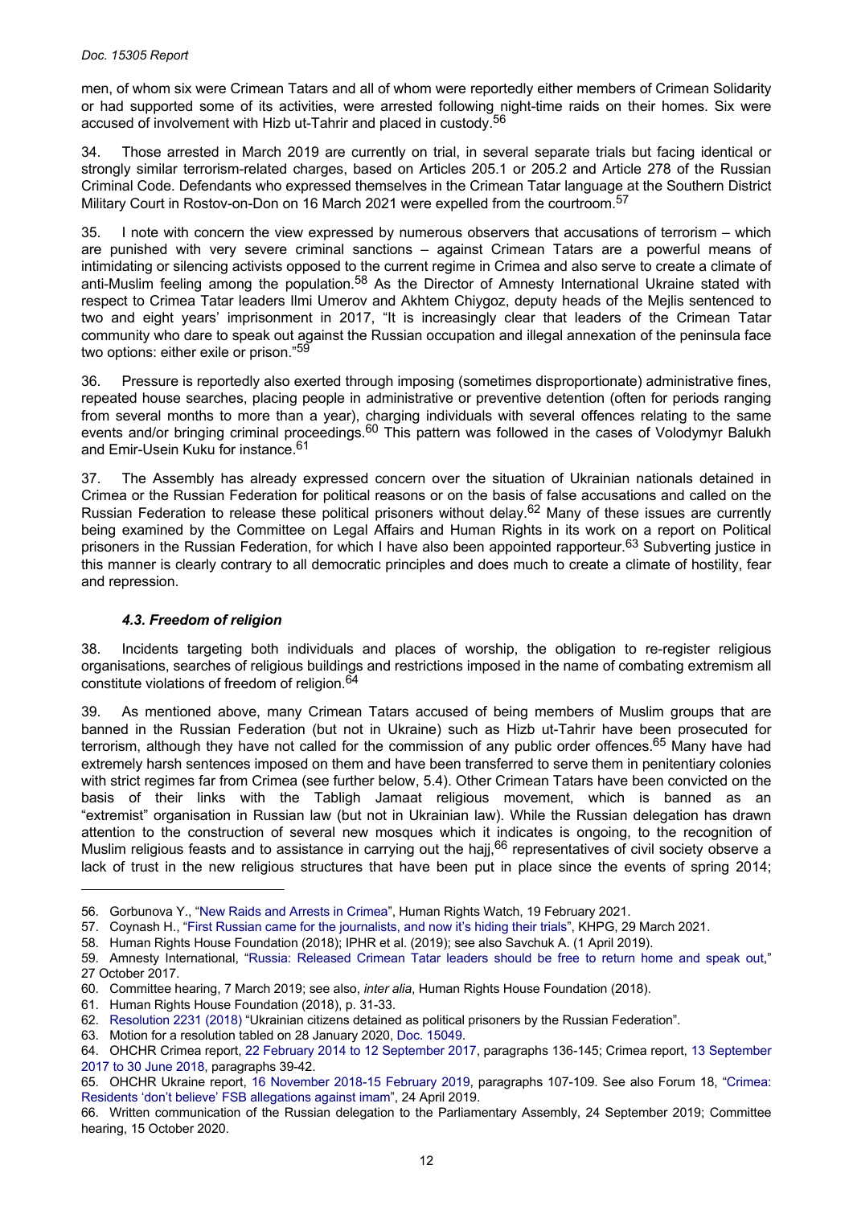men, of whom six were Crimean Tatars and all of whom were reportedly either members of Crimean Solidarity or had supported some of its activities, were arrested following night-time raids on their homes. Six were accused of involvement with Hizb ut-Tahrir and placed in custody.[56]

34. Those arrested in March 2019 are currently on trial, in several separate trials but facing identical or strongly similar terrorism-related charges, based on Articles 205.1 or 205.2 and Article 278 of the Russian Criminal Code. Defendants who expressed themselves in the Crimean Tatar language at the Southern District Military Court in Rostov-on-Don on 16 March 2021 were expelled from the courtroom.[57]

35. I note with concern the view expressed by numerous observers that accusations of terrorism – which are punished with very severe criminal sanctions – against Crimean Tatars are a powerful means of intimidating or silencing activists opposed to the current regime in Crimea and also serve to create a climate of anti-Muslim feeling among the population.[58] As the Director of Amnesty International Ukraine stated with respect to Crimea Tatar leaders Ilmi Umerov and Akhtem Chiygoz, deputy heads of the Mejlis sentenced to two and eight years' imprisonment in 2017, "It is increasingly clear that leaders of the Crimean Tatar community who dare to speak out against the Russian occupation and illegal annexation of the peninsula face two options: either exile or prison."[59]

36. Pressure is reportedly also exerted through imposing (sometimes disproportionate) administrative fines, repeated house searches, placing people in administrative or preventive detention (often for periods ranging from several months to more than a year), charging individuals with several offences relating to the same events and/or bringing criminal proceedings.[60] This pattern was followed in the cases of Volodymyr Balukh and Emir-Usein Kuku for instance.[61]

37. The Assembly has already expressed concern over the situation of Ukrainian nationals detained in Crimea or the Russian Federation for political reasons or on the basis of false accusations and called on the Russian Federation to release these political prisoners without delay.[62] Many of these issues are currently being examined by the Committee on Legal Affairs and Human Rights in its work on a report on Political prisoners in the Russian Federation, for which I have also been appointed rapporteur.[63] Subverting justice in this manner is clearly contrary to all democratic principles and does much to create a climate of hostility, fear and repression.

### *4.3. Freedom of religion*

38. Incidents targeting both individuals and places of worship, the obligation to re-register religious organisations, searches of religious buildings and restrictions imposed in the name of combating extremism all constitute violations of freedom of religion.[64]

39. As mentioned above, many Crimean Tatars accused of being members of Muslim groups that are banned in the Russian Federation (but not in Ukraine) such as Hizb ut-Tahrir have been prosecuted for terrorism, although they have not called for the commission of any public order offences.[65] Many have had extremely harsh sentences imposed on them and have been transferred to serve them in penitentiary colonies with strict regimes far from Crimea (see further below, 5.4). Other Crimean Tatars have been convicted on the basis of their links with the Tabligh Jamaat religious movement, which is banned as an "extremist" organisation in Russian law (but not in Ukrainian law). While the Russian delegation has drawn attention to the construction of several new mosques which it indicates is ongoing, to the recognition of Muslim religious feasts and to assistance in carrying out the hajj,[66] representatives of civil society observe a lack of trust in the new religious structures that have been put in place since the events of spring 2014;

---

56. Gorbunova Y., "New Raids and Arrests in Crimea", Human Rights Watch, 19 February 2021.
57. Coynash H., "First Russian came for the journalists, and now it's hiding their trials", KHPG, 29 March 2021.
58. Human Rights House Foundation (2018); IPHR et al. (2019); see also Savchuk A. (1 April 2019).
59. Amnesty International, "Russia: Released Crimean Tatar leaders should be free to return home and speak out," 27 October 2017.
60. Committee hearing, 7 March 2019; see also, *inter alia*, Human Rights House Foundation (2018).
61. Human Rights House Foundation (2018), p. 31-33.
62. Resolution 2231 (2018) "Ukrainian citizens detained as political prisoners by the Russian Federation".
63. Motion for a resolution tabled on 28 January 2020, Doc. 15049.
64. OHCHR Crimea report, 22 February 2014 to 12 September 2017, paragraphs 136-145; Crimea report, 13 September 2017 to 30 June 2018, paragraphs 39-42.
65. OHCHR Ukraine report, 16 November 2018-15 February 2019, paragraphs 107-109. See also Forum 18, "Crimea: Residents 'don't believe' FSB allegations against imam", 24 April 2019.
66. Written communication of the Russian delegation to the Parliamentary Assembly, 24 September 2019; Committee hearing, 15 October 2020.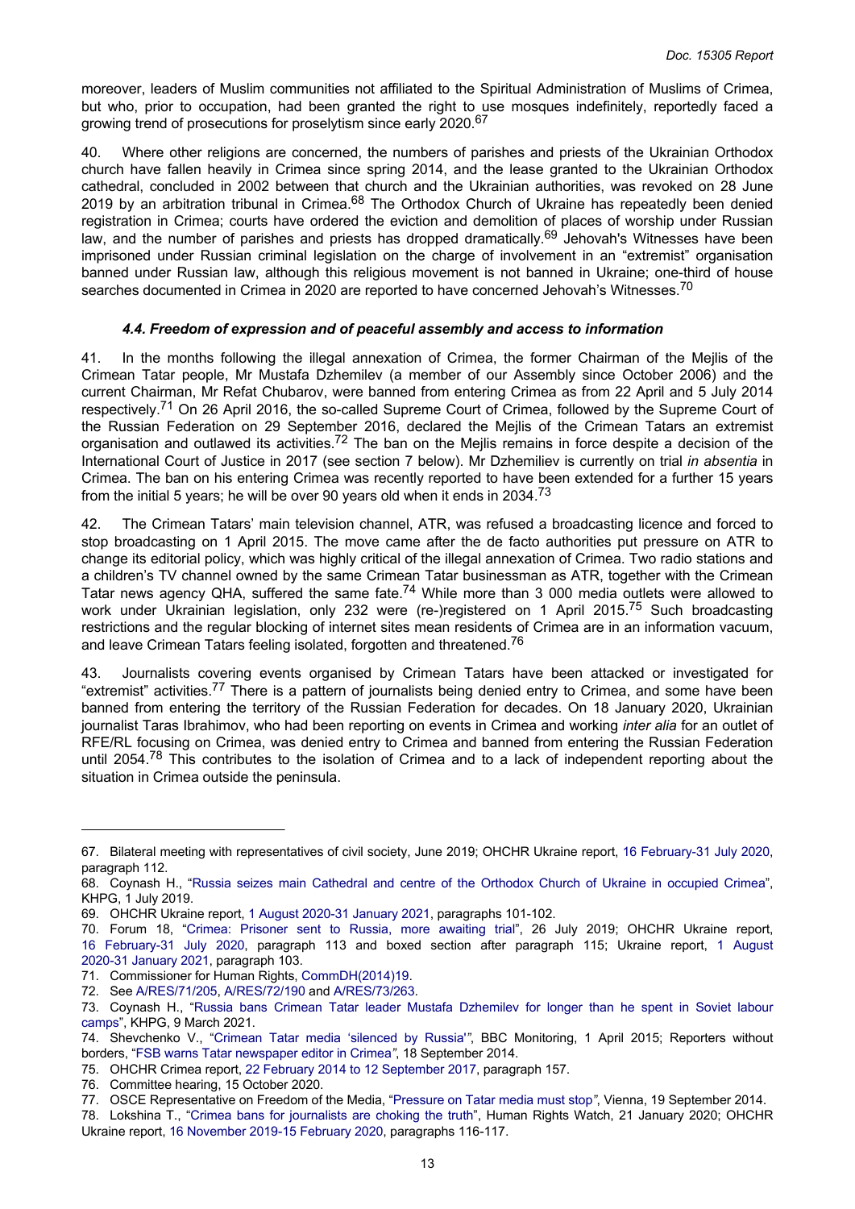moreover, leaders of Muslim communities not affiliated to the Spiritual Administration of Muslims of Crimea, but who, prior to occupation, had been granted the right to use mosques indefinitely, reportedly faced a growing trend of prosecutions for proselytism since early 2020.[67]

40. Where other religions are concerned, the numbers of parishes and priests of the Ukrainian Orthodox church have fallen heavily in Crimea since spring 2014, and the lease granted to the Ukrainian Orthodox cathedral, concluded in 2002 between that church and the Ukrainian authorities, was revoked on 28 June 2019 by an arbitration tribunal in Crimea.[68] The Orthodox Church of Ukraine has repeatedly been denied registration in Crimea; courts have ordered the eviction and demolition of places of worship under Russian law, and the number of parishes and priests has dropped dramatically.[69] Jehovah's Witnesses have been imprisoned under Russian criminal legislation on the charge of involvement in an "extremist" organisation banned under Russian law, although this religious movement is not banned in Ukraine; one-third of house searches documented in Crimea in 2020 are reported to have concerned Jehovah's Witnesses.[70]

#### *4.4. Freedom of expression and of peaceful assembly and access to information*

41. In the months following the illegal annexation of Crimea, the former Chairman of the Mejlis of the Crimean Tatar people, Mr Mustafa Dzhemilev (a member of our Assembly since October 2006) and the current Chairman, Mr Refat Chubarov, were banned from entering Crimea as from 22 April and 5 July 2014 respectively.[71] On 26 April 2016, the so-called Supreme Court of Crimea, followed by the Supreme Court of the Russian Federation on 29 September 2016, declared the Mejlis of the Crimean Tatars an extremist organisation and outlawed its activities.[72] The ban on the Mejlis remains in force despite a decision of the International Court of Justice in 2017 (see section 7 below). Mr Dzhemiliev is currently on trial *in absentia* in Crimea. The ban on his entering Crimea was recently reported to have been extended for a further 15 years from the initial 5 years; he will be over 90 years old when it ends in 2034.[73]

42. The Crimean Tatars' main television channel, ATR, was refused a broadcasting licence and forced to stop broadcasting on 1 April 2015. The move came after the de facto authorities put pressure on ATR to change its editorial policy, which was highly critical of the illegal annexation of Crimea. Two radio stations and a children's TV channel owned by the same Crimean Tatar businessman as ATR, together with the Crimean Tatar news agency QHA, suffered the same fate.[74] While more than 3 000 media outlets were allowed to work under Ukrainian legislation, only 232 were (re-)registered on 1 April 2015.[75] Such broadcasting restrictions and the regular blocking of internet sites mean residents of Crimea are in an information vacuum, and leave Crimean Tatars feeling isolated, forgotten and threatened.[76]

43. Journalists covering events organised by Crimean Tatars have been attacked or investigated for "extremist" activities.[77] There is a pattern of journalists being denied entry to Crimea, and some have been banned from entering the territory of the Russian Federation for decades. On 18 January 2020, Ukrainian journalist Taras Ibrahimov, who had been reporting on events in Crimea and working *inter alia* for an outlet of RFE/RL focusing on Crimea, was denied entry to Crimea and banned from entering the Russian Federation until 2054.[78] This contributes to the isolation of Crimea and to a lack of independent reporting about the situation in Crimea outside the peninsula.

---

67. Bilateral meeting with representatives of civil society, June 2019; OHCHR Ukraine report, 16 February-31 July 2020, paragraph 112.

68. Coynash H., "Russia seizes main Cathedral and centre of the Orthodox Church of Ukraine in occupied Crimea", KHPG, 1 July 2019.

69. OHCHR Ukraine report, 1 August 2020-31 January 2021, paragraphs 101-102.

70. Forum 18, "Crimea: Prisoner sent to Russia, more awaiting trial", 26 July 2019; OHCHR Ukraine report, 16 February-31 July 2020, paragraph 113 and boxed section after paragraph 115; Ukraine report, 1 August 2020-31 January 2021, paragraph 103.

71. Commissioner for Human Rights, CommDH(2014)19.

72. See A/RES/71/205, A/RES/72/190 and A/RES/73/263.

73. Coynash H., "Russia bans Crimean Tatar leader Mustafa Dzhemilev for longer than he spent in Soviet labour camps", KHPG, 9 March 2021.

74. Shevchenko V., "Crimean Tatar media 'silenced by Russia'", BBC Monitoring, 1 April 2015; Reporters without borders, "FSB warns Tatar newspaper editor in Crimea", 18 September 2014.

75. OHCHR Crimea report, 22 February 2014 to 12 September 2017, paragraph 157.

76. Committee hearing, 15 October 2020.

77. OSCE Representative on Freedom of the Media, "Pressure on Tatar media must stop", Vienna, 19 September 2014.

78. Lokshina T., "Crimea bans for journalists are choking the truth", Human Rights Watch, 21 January 2020; OHCHR Ukraine report, 16 November 2019-15 February 2020, paragraphs 116-117.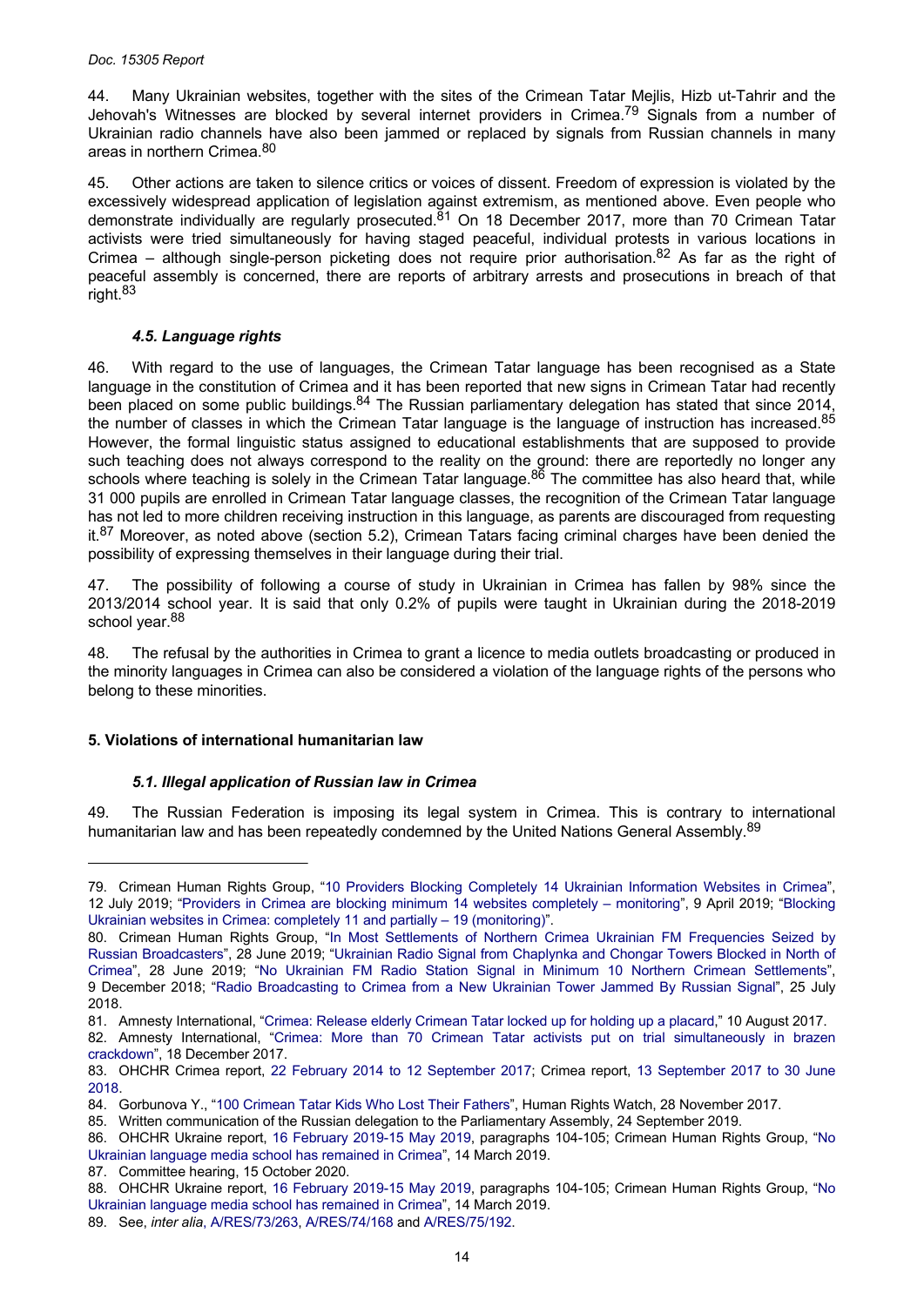44. Many Ukrainian websites, together with the sites of the Crimean Tatar Mejlis, Hizb ut-Tahrir and the Jehovah's Witnesses are blocked by several internet providers in Crimea.[79] Signals from a number of Ukrainian radio channels have also been jammed or replaced by signals from Russian channels in many areas in northern Crimea.[80]

45. Other actions are taken to silence critics or voices of dissent. Freedom of expression is violated by the excessively widespread application of legislation against extremism, as mentioned above. Even people who demonstrate individually are regularly prosecuted.[81] On 18 December 2017, more than 70 Crimean Tatar activists were tried simultaneously for having staged peaceful, individual protests in various locations in Crimea – although single-person picketing does not require prior authorisation.[82] As far as the right of peaceful assembly is concerned, there are reports of arbitrary arrests and prosecutions in breach of that right.[83]

### *4.5. Language rights*

46. With regard to the use of languages, the Crimean Tatar language has been recognised as a State language in the constitution of Crimea and it has been reported that new signs in Crimean Tatar had recently been placed on some public buildings.[84] The Russian parliamentary delegation has stated that since 2014, the number of classes in which the Crimean Tatar language is the language of instruction has increased.[85] However, the formal linguistic status assigned to educational establishments that are supposed to provide such teaching does not always correspond to the reality on the ground: there are reportedly no longer any schools where teaching is solely in the Crimean Tatar language.[86] The committee has also heard that, while 31 000 pupils are enrolled in Crimean Tatar language classes, the recognition of the Crimean Tatar language has not led to more children receiving instruction in this language, as parents are discouraged from requesting it.[87] Moreover, as noted above (section 5.2), Crimean Tatars facing criminal charges have been denied the possibility of expressing themselves in their language during their trial.

47. The possibility of following a course of study in Ukrainian in Crimea has fallen by 98% since the 2013/2014 school year. It is said that only 0.2% of pupils were taught in Ukrainian during the 2018-2019 school year.[88]

48. The refusal by the authorities in Crimea to grant a licence to media outlets broadcasting or produced in the minority languages in Crimea can also be considered a violation of the language rights of the persons who belong to these minorities.

## 5. Violations of international humanitarian law

### *5.1. Illegal application of Russian law in Crimea*

49. The Russian Federation is imposing its legal system in Crimea. This is contrary to international humanitarian law and has been repeatedly condemned by the United Nations General Assembly.[89]

---

79. Crimean Human Rights Group, "10 Providers Blocking Completely 14 Ukrainian Information Websites in Crimea", 12 July 2019; "Providers in Crimea are blocking minimum 14 websites completely – monitoring", 9 April 2019; "Blocking Ukrainian websites in Crimea: completely 11 and partially – 19 (monitoring)".

80. Crimean Human Rights Group, "In Most Settlements of Northern Crimea Ukrainian FM Frequencies Seized by Russian Broadcasters", 28 June 2019; "Ukrainian Radio Signal from Chaplynka and Chongar Towers Blocked in North of Crimea", 28 June 2019; "No Ukrainian FM Radio Station Signal in Minimum 10 Northern Crimean Settlements", 9 December 2018; "Radio Broadcasting to Crimea from a New Ukrainian Tower Jammed By Russian Signal", 25 July 2018.

81. Amnesty International, "Crimea: Release elderly Crimean Tatar locked up for holding up a placard," 10 August 2017.

82. Amnesty International, "Crimea: More than 70 Crimean Tatar activists put on trial simultaneously in brazen crackdown", 18 December 2017.

83. OHCHR Crimea report, 22 February 2014 to 12 September 2017; Crimea report, 13 September 2017 to 30 June 2018.

84. Gorbunova Y., "100 Crimean Tatar Kids Who Lost Their Fathers", Human Rights Watch, 28 November 2017.

85. Written communication of the Russian delegation to the Parliamentary Assembly, 24 September 2019.

86. OHCHR Ukraine report, 16 February 2019-15 May 2019, paragraphs 104-105; Crimean Human Rights Group, "No Ukrainian language media school has remained in Crimea", 14 March 2019.

87. Committee hearing, 15 October 2020.

88. OHCHR Ukraine report, 16 February 2019-15 May 2019, paragraphs 104-105; Crimean Human Rights Group, "No Ukrainian language media school has remained in Crimea", 14 March 2019.

89. See, *inter alia*, A/RES/73/263, A/RES/74/168 and A/RES/75/192.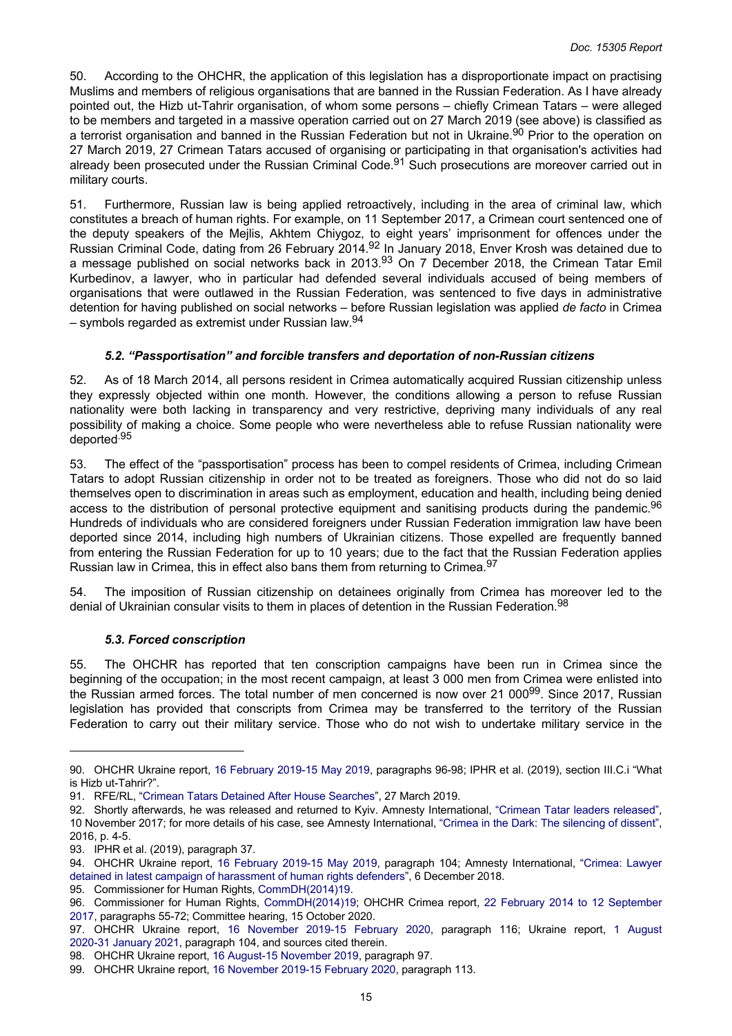50. According to the OHCHR, the application of this legislation has a disproportionate impact on practising Muslims and members of religious organisations that are banned in the Russian Federation. As I have already pointed out, the Hizb ut-Tahrir organisation, of whom some persons – chiefly Crimean Tatars – were alleged to be members and targeted in a massive operation carried out on 27 March 2019 (see above) is classified as a terrorist organisation and banned in the Russian Federation but not in Ukraine.[90] Prior to the operation on 27 March 2019, 27 Crimean Tatars accused of organising or participating in that organisation's activities had already been prosecuted under the Russian Criminal Code.[91] Such prosecutions are moreover carried out in military courts.

51. Furthermore, Russian law is being applied retroactively, including in the area of criminal law, which constitutes a breach of human rights. For example, on 11 September 2017, a Crimean court sentenced one of the deputy speakers of the Mejlis, Akhtem Chiygoz, to eight years' imprisonment for offences under the Russian Criminal Code, dating from 26 February 2014.[92] In January 2018, Enver Krosh was detained due to a message published on social networks back in 2013.[93] On 7 December 2018, the Crimean Tatar Emil Kurbedinov, a lawyer, who in particular had defended several individuals accused of being members of organisations that were outlawed in the Russian Federation, was sentenced to five days in administrative detention for having published on social networks – before Russian legislation was applied *de facto* in Crimea – symbols regarded as extremist under Russian law.[94]

### *5.2. "Passportisation" and forcible transfers and deportation of non-Russian citizens*

52. As of 18 March 2014, all persons resident in Crimea automatically acquired Russian citizenship unless they expressly objected within one month. However, the conditions allowing a person to refuse Russian nationality were both lacking in transparency and very restrictive, depriving many individuals of any real possibility of making a choice. Some people who were nevertheless able to refuse Russian nationality were deported.[95]

53. The effect of the "passportisation" process has been to compel residents of Crimea, including Crimean Tatars to adopt Russian citizenship in order not to be treated as foreigners. Those who did not do so laid themselves open to discrimination in areas such as employment, education and health, including being denied access to the distribution of personal protective equipment and sanitising products during the pandemic.[96] Hundreds of individuals who are considered foreigners under Russian Federation immigration law have been deported since 2014, including high numbers of Ukrainian citizens. Those expelled are frequently banned from entering the Russian Federation for up to 10 years; due to the fact that the Russian Federation applies Russian law in Crimea, this in effect also bans them from returning to Crimea.[97]

54. The imposition of Russian citizenship on detainees originally from Crimea has moreover led to the denial of Ukrainian consular visits to them in places of detention in the Russian Federation.[98]

### *5.3. Forced conscription*

55. The OHCHR has reported that ten conscription campaigns have been run in Crimea since the beginning of the occupation; in the most recent campaign, at least 3 000 men from Crimea were enlisted into the Russian armed forces. The total number of men concerned is now over 21 000[99]. Since 2017, Russian legislation has provided that conscripts from Crimea may be transferred to the territory of the Russian Federation to carry out their military service. Those who do not wish to undertake military service in the

---

90. OHCHR Ukraine report, 16 February 2019-15 May 2019, paragraphs 96-98; IPHR et al. (2019), section III.C.i "What is Hizb ut-Tahrir?".

91. RFE/RL, "Crimean Tatars Detained After House Searches", 27 March 2019.

92. Shortly afterwards, he was released and returned to Kyiv. Amnesty International, "Crimean Tatar leaders released", 10 November 2017; for more details of his case, see Amnesty International, "Crimea in the Dark: The silencing of dissent", 2016, p. 4-5.

93. IPHR et al. (2019), paragraph 37.

94. OHCHR Ukraine report, 16 February 2019-15 May 2019, paragraph 104; Amnesty International, "Crimea: Lawyer detained in latest campaign of harassment of human rights defenders", 6 December 2018.

95. Commissioner for Human Rights, CommDH(2014)19.

96. Commissioner for Human Rights, CommDH(2014)19; OHCHR Crimea report, 22 February 2014 to 12 September 2017, paragraphs 55-72; Committee hearing, 15 October 2020.

97. OHCHR Ukraine report, 16 November 2019-15 February 2020, paragraph 116; Ukraine report, 1 August 2020-31 January 2021, paragraph 104, and sources cited therein.

98. OHCHR Ukraine report, 16 August-15 November 2019, paragraph 97.

99. OHCHR Ukraine report, 16 November 2019-15 February 2020, paragraph 113.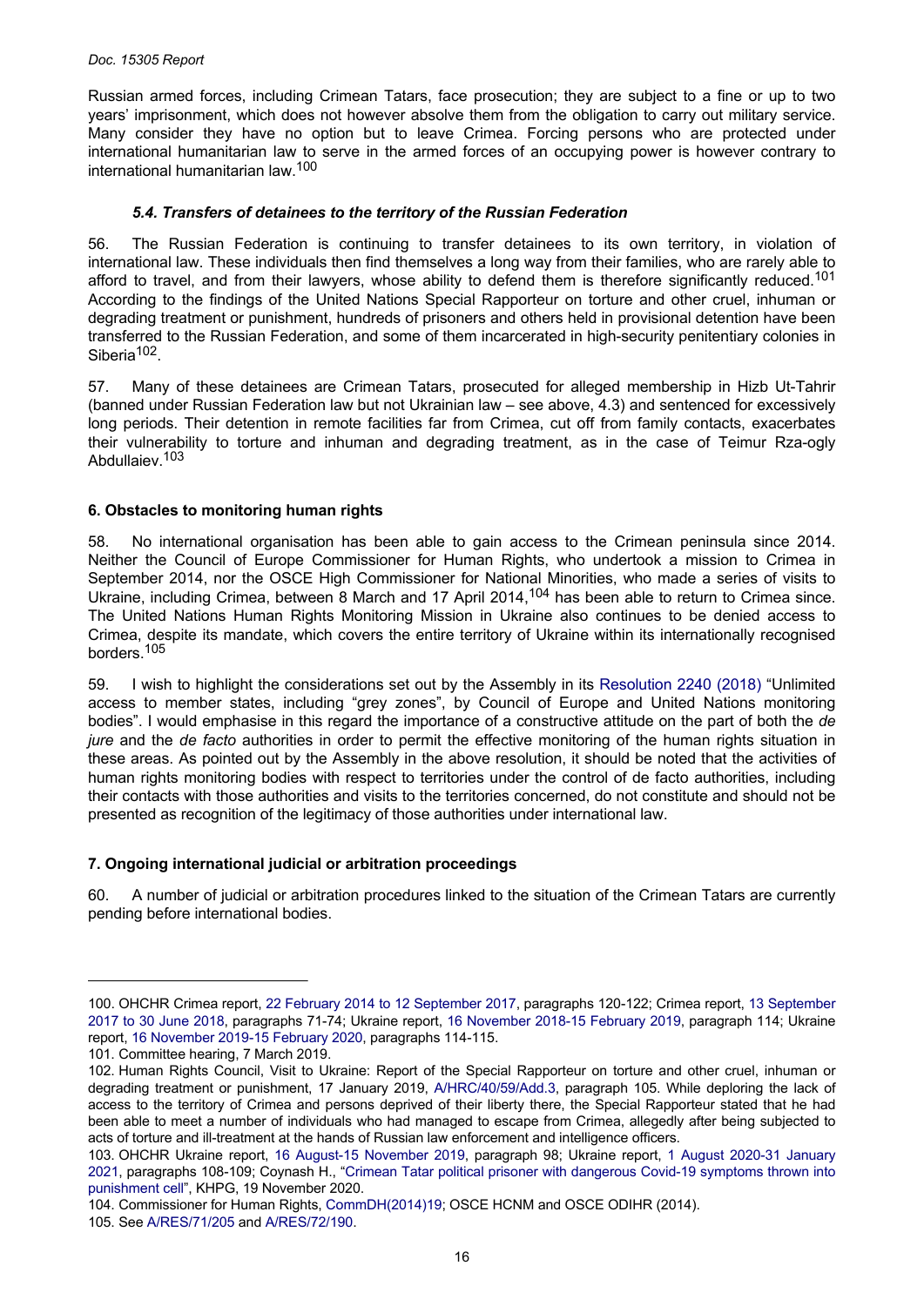Russian armed forces, including Crimean Tatars, face prosecution; they are subject to a fine or up to two years' imprisonment, which does not however absolve them from the obligation to carry out military service. Many consider they have no option but to leave Crimea. Forcing persons who are protected under international humanitarian law to serve in the armed forces of an occupying power is however contrary to international humanitarian law.[100]

### *5.4. Transfers of detainees to the territory of the Russian Federation*

56. The Russian Federation is continuing to transfer detainees to its own territory, in violation of international law. These individuals then find themselves a long way from their families, who are rarely able to afford to travel, and from their lawyers, whose ability to defend them is therefore significantly reduced.[101] According to the findings of the United Nations Special Rapporteur on torture and other cruel, inhuman or degrading treatment or punishment, hundreds of prisoners and others held in provisional detention have been transferred to the Russian Federation, and some of them incarcerated in high-security penitentiary colonies in Siberia[102].

57. Many of these detainees are Crimean Tatars, prosecuted for alleged membership in Hizb Ut-Tahrir (banned under Russian Federation law but not Ukrainian law – see above, 4.3) and sentenced for excessively long periods. Their detention in remote facilities far from Crimea, cut off from family contacts, exacerbates their vulnerability to torture and inhuman and degrading treatment, as in the case of Teimur Rza-ogly Abdullaiev.[103]

## 6. Obstacles to monitoring human rights

58. No international organisation has been able to gain access to the Crimean peninsula since 2014. Neither the Council of Europe Commissioner for Human Rights, who undertook a mission to Crimea in September 2014, nor the OSCE High Commissioner for National Minorities, who made a series of visits to Ukraine, including Crimea, between 8 March and 17 April 2014,[104] has been able to return to Crimea since. The United Nations Human Rights Monitoring Mission in Ukraine also continues to be denied access to Crimea, despite its mandate, which covers the entire territory of Ukraine within its internationally recognised borders.[105]

59. I wish to highlight the considerations set out by the Assembly in its Resolution 2240 (2018) "Unlimited access to member states, including "grey zones", by Council of Europe and United Nations monitoring bodies". I would emphasise in this regard the importance of a constructive attitude on the part of both the *de jure* and the *de facto* authorities in order to permit the effective monitoring of the human rights situation in these areas. As pointed out by the Assembly in the above resolution, it should be noted that the activities of human rights monitoring bodies with respect to territories under the control of de facto authorities, including their contacts with those authorities and visits to the territories concerned, do not constitute and should not be presented as recognition of the legitimacy of those authorities under international law.

## 7. Ongoing international judicial or arbitration proceedings

60. A number of judicial or arbitration procedures linked to the situation of the Crimean Tatars are currently pending before international bodies.

---

100. OHCHR Crimea report, 22 February 2014 to 12 September 2017, paragraphs 120-122; Crimea report, 13 September 2017 to 30 June 2018, paragraphs 71-74; Ukraine report, 16 November 2018-15 February 2019, paragraph 114; Ukraine report, 16 November 2019-15 February 2020, paragraphs 114-115.

101. Committee hearing, 7 March 2019.

102. Human Rights Council, Visit to Ukraine: Report of the Special Rapporteur on torture and other cruel, inhuman or degrading treatment or punishment, 17 January 2019, A/HRC/40/59/Add.3, paragraph 105. While deploring the lack of access to the territory of Crimea and persons deprived of their liberty there, the Special Rapporteur stated that he had been able to meet a number of individuals who had managed to escape from Crimea, allegedly after being subjected to acts of torture and ill-treatment at the hands of Russian law enforcement and intelligence officers.

103. OHCHR Ukraine report, 16 August-15 November 2019, paragraph 98; Ukraine report, 1 August 2020-31 January 2021, paragraphs 108-109; Coynash H., "Crimean Tatar political prisoner with dangerous Covid-19 symptoms thrown into punishment cell", KHPG, 19 November 2020.

104. Commissioner for Human Rights, CommDH(2014)19; OSCE HCNM and OSCE ODIHR (2014).

105. See A/RES/71/205 and A/RES/72/190.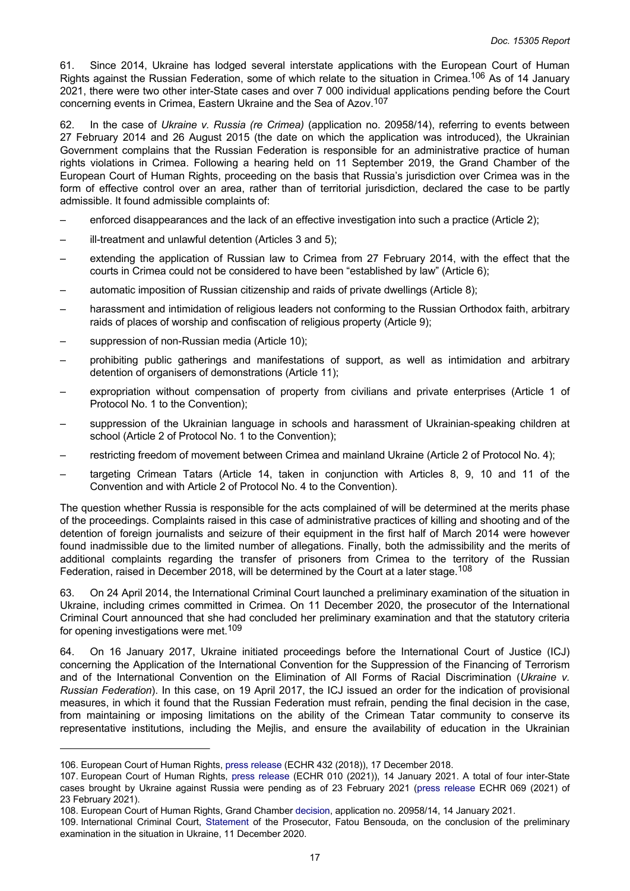61. Since 2014, Ukraine has lodged several interstate applications with the European Court of Human Rights against the Russian Federation, some of which relate to the situation in Crimea.[106] As of 14 January 2021, there were two other inter-State cases and over 7 000 individual applications pending before the Court concerning events in Crimea, Eastern Ukraine and the Sea of Azov.[107]

62. In the case of *Ukraine v. Russia (re Crimea)* (application no. 20958/14), referring to events between 27 February 2014 and 26 August 2015 (the date on which the application was introduced), the Ukrainian Government complains that the Russian Federation is responsible for an administrative practice of human rights violations in Crimea. Following a hearing held on 11 September 2019, the Grand Chamber of the European Court of Human Rights, proceeding on the basis that Russia's jurisdiction over Crimea was in the form of effective control over an area, rather than of territorial jurisdiction, declared the case to be partly admissible. It found admissible complaints of:

– enforced disappearances and the lack of an effective investigation into such a practice (Article 2);

– ill-treatment and unlawful detention (Articles 3 and 5);

– extending the application of Russian law to Crimea from 27 February 2014, with the effect that the courts in Crimea could not be considered to have been "established by law" (Article 6);

– automatic imposition of Russian citizenship and raids of private dwellings (Article 8);

– harassment and intimidation of religious leaders not conforming to the Russian Orthodox faith, arbitrary raids of places of worship and confiscation of religious property (Article 9);

– suppression of non-Russian media (Article 10);

– prohibiting public gatherings and manifestations of support, as well as intimidation and arbitrary detention of organisers of demonstrations (Article 11);

– expropriation without compensation of property from civilians and private enterprises (Article 1 of Protocol No. 1 to the Convention);

– suppression of the Ukrainian language in schools and harassment of Ukrainian-speaking children at school (Article 2 of Protocol No. 1 to the Convention);

– restricting freedom of movement between Crimea and mainland Ukraine (Article 2 of Protocol No. 4);

– targeting Crimean Tatars (Article 14, taken in conjunction with Articles 8, 9, 10 and 11 of the Convention and with Article 2 of Protocol No. 4 to the Convention).

The question whether Russia is responsible for the acts complained of will be determined at the merits phase of the proceedings. Complaints raised in this case of administrative practices of killing and shooting and of the detention of foreign journalists and seizure of their equipment in the first half of March 2014 were however found inadmissible due to the limited number of allegations. Finally, both the admissibility and the merits of additional complaints regarding the transfer of prisoners from Crimea to the territory of the Russian Federation, raised in December 2018, will be determined by the Court at a later stage.[108]

63. On 24 April 2014, the International Criminal Court launched a preliminary examination of the situation in Ukraine, including crimes committed in Crimea. On 11 December 2020, the prosecutor of the International Criminal Court announced that she had concluded her preliminary examination and that the statutory criteria for opening investigations were met.[109]

64. On 16 January 2017, Ukraine initiated proceedings before the International Court of Justice (ICJ) concerning the Application of the International Convention for the Suppression of the Financing of Terrorism and of the International Convention on the Elimination of All Forms of Racial Discrimination (*Ukraine v. Russian Federation*). In this case, on 19 April 2017, the ICJ issued an order for the indication of provisional measures, in which it found that the Russian Federation must refrain, pending the final decision in the case, from maintaining or imposing limitations on the ability of the Crimean Tatar community to conserve its representative institutions, including the Mejlis, and ensure the availability of education in the Ukrainian

---

106. European Court of Human Rights, press release (ECHR 432 (2018)), 17 December 2018.

107. European Court of Human Rights, press release (ECHR 010 (2021)), 14 January 2021. A total of four inter-State cases brought by Ukraine against Russia were pending as of 23 February 2021 (press release ECHR 069 (2021) of 23 February 2021).

108. European Court of Human Rights, Grand Chamber decision, application no. 20958/14, 14 January 2021.

109. International Criminal Court, Statement of the Prosecutor, Fatou Bensouda, on the conclusion of the preliminary examination in the situation in Ukraine, 11 December 2020.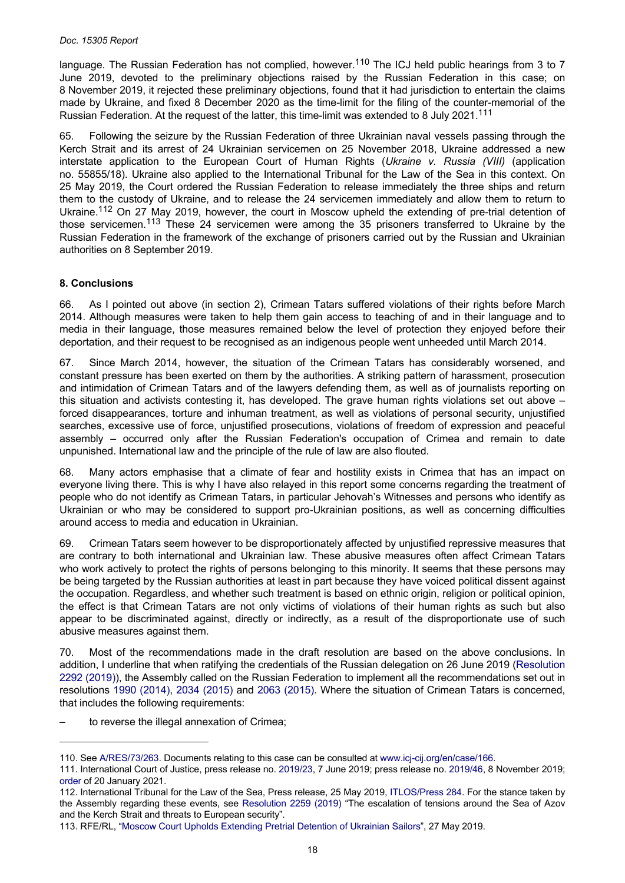language. The Russian Federation has not complied, however.[110] The ICJ held public hearings from 3 to 7 June 2019, devoted to the preliminary objections raised by the Russian Federation in this case; on 8 November 2019, it rejected these preliminary objections, found that it had jurisdiction to entertain the claims made by Ukraine, and fixed 8 December 2020 as the time-limit for the filing of the counter-memorial of the Russian Federation. At the request of the latter, this time-limit was extended to 8 July 2021.[111]

65. Following the seizure by the Russian Federation of three Ukrainian naval vessels passing through the Kerch Strait and its arrest of 24 Ukrainian servicemen on 25 November 2018, Ukraine addressed a new interstate application to the European Court of Human Rights (*Ukraine v. Russia (VIII)* (application no. 55855/18). Ukraine also applied to the International Tribunal for the Law of the Sea in this context. On 25 May 2019, the Court ordered the Russian Federation to release immediately the three ships and return them to the custody of Ukraine, and to release the 24 servicemen immediately and allow them to return to Ukraine.[112] On 27 May 2019, however, the court in Moscow upheld the extending of pre-trial detention of those servicemen.[113] These 24 servicemen were among the 35 prisoners transferred to Ukraine by the Russian Federation in the framework of the exchange of prisoners carried out by the Russian and Ukrainian authorities on 8 September 2019.

## 8. Conclusions

66. As I pointed out above (in section 2), Crimean Tatars suffered violations of their rights before March 2014. Although measures were taken to help them gain access to teaching of and in their language and to media in their language, those measures remained below the level of protection they enjoyed before their deportation, and their request to be recognised as an indigenous people went unheeded until March 2014.

67. Since March 2014, however, the situation of the Crimean Tatars has considerably worsened, and constant pressure has been exerted on them by the authorities. A striking pattern of harassment, prosecution and intimidation of Crimean Tatars and of the lawyers defending them, as well as of journalists reporting on this situation and activists contesting it, has developed. The grave human rights violations set out above – forced disappearances, torture and inhuman treatment, as well as violations of personal security, unjustified searches, excessive use of force, unjustified prosecutions, violations of freedom of expression and peaceful assembly – occurred only after the Russian Federation's occupation of Crimea and remain to date unpunished. International law and the principle of the rule of law are also flouted.

68. Many actors emphasise that a climate of fear and hostility exists in Crimea that has an impact on everyone living there. This is why I have also relayed in this report some concerns regarding the treatment of people who do not identify as Crimean Tatars, in particular Jehovah's Witnesses and persons who identify as Ukrainian or who may be considered to support pro-Ukrainian positions, as well as concerning difficulties around access to media and education in Ukrainian.

69. Crimean Tatars seem however to be disproportionately affected by unjustified repressive measures that are contrary to both international and Ukrainian law. These abusive measures often affect Crimean Tatars who work actively to protect the rights of persons belonging to this minority. It seems that these persons may be being targeted by the Russian authorities at least in part because they have voiced political dissent against the occupation. Regardless, and whether such treatment is based on ethnic origin, religion or political opinion, the effect is that Crimean Tatars are not only victims of violations of their human rights as such but also appear to be discriminated against, directly or indirectly, as a result of the disproportionate use of such abusive measures against them.

70. Most of the recommendations made in the draft resolution are based on the above conclusions. In addition, I underline that when ratifying the credentials of the Russian delegation on 26 June 2019 (Resolution 2292 (2019)), the Assembly called on the Russian Federation to implement all the recommendations set out in resolutions 1990 (2014), 2034 (2015) and 2063 (2015). Where the situation of Crimean Tatars is concerned, that includes the following requirements:

– to reverse the illegal annexation of Crimea;

---

110. See A/RES/73/263. Documents relating to this case can be consulted at www.icj-cij.org/en/case/166.

111. International Court of Justice, press release no. 2019/23, 7 June 2019; press release no. 2019/46, 8 November 2019; order of 20 January 2021.

112. International Tribunal for the Law of the Sea, Press release, 25 May 2019, ITLOS/Press 284. For the stance taken by the Assembly regarding these events, see Resolution 2259 (2019) "The escalation of tensions around the Sea of Azov and the Kerch Strait and threats to European security".

113. RFE/RL, "Moscow Court Upholds Extending Pretrial Detention of Ukrainian Sailors", 27 May 2019.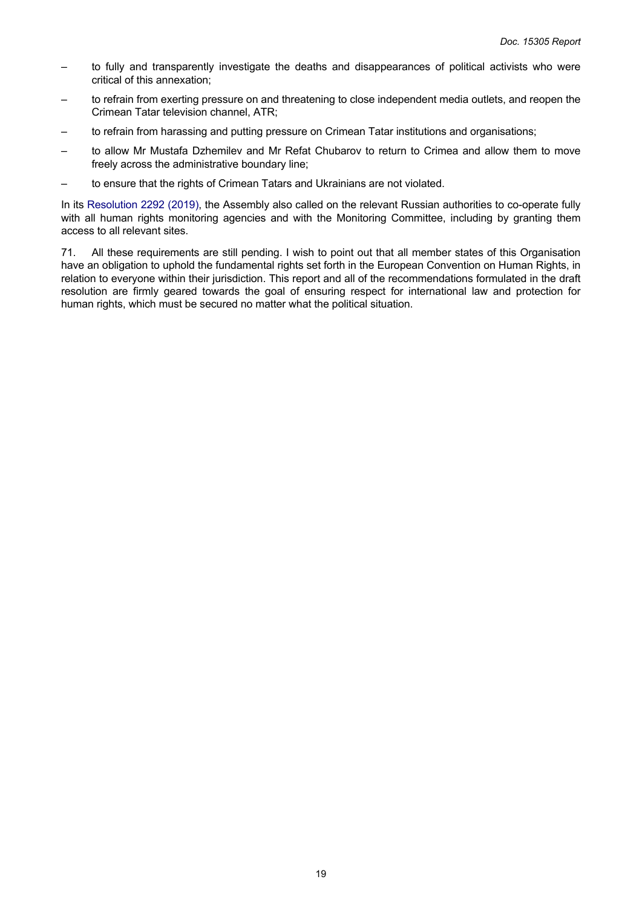- to fully and transparently investigate the deaths and disappearances of political activists who were critical of this annexation;
- to refrain from exerting pressure on and threatening to close independent media outlets, and reopen the Crimean Tatar television channel, ATR;
- to refrain from harassing and putting pressure on Crimean Tatar institutions and organisations;
- to allow Mr Mustafa Dzhemilev and Mr Refat Chubarov to return to Crimea and allow them to move freely across the administrative boundary line;
- to ensure that the rights of Crimean Tatars and Ukrainians are not violated.

In its Resolution 2292 (2019), the Assembly also called on the relevant Russian authorities to co-operate fully with all human rights monitoring agencies and with the Monitoring Committee, including by granting them access to all relevant sites.

71. All these requirements are still pending. I wish to point out that all member states of this Organisation have an obligation to uphold the fundamental rights set forth in the European Convention on Human Rights, in relation to everyone within their jurisdiction. This report and all of the recommendations formulated in the draft resolution are firmly geared towards the goal of ensuring respect for international law and protection for human rights, which must be secured no matter what the political situation.